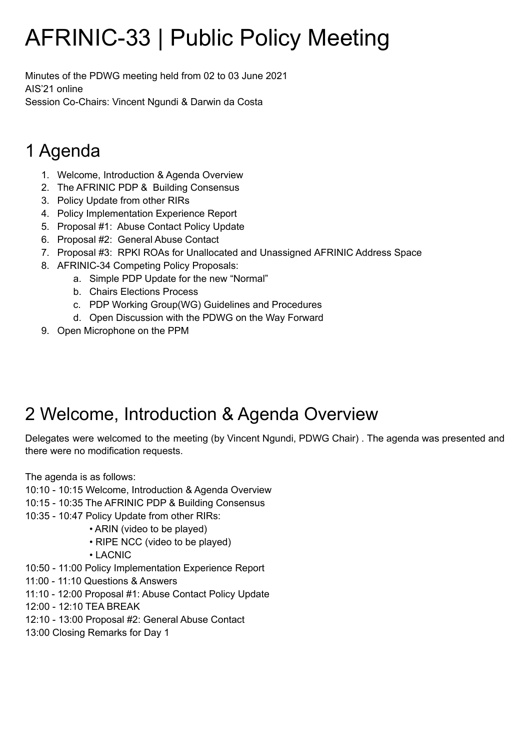# AFRINIC-33 | Public Policy Meeting

Minutes of the PDWG meeting held from 02 to 03 June 2021
AIS'21 online
Session Co-Chairs: Vincent Ngundi & Darwin da Costa

## 1 Agenda

1. Welcome, Introduction & Agenda Overview
2. The AFRINIC PDP & Building Consensus
3. Policy Update from other RIRs
4. Policy Implementation Experience Report
5. Proposal #1: Abuse Contact Policy Update
6. Proposal #2: General Abuse Contact
7. Proposal #3: RPKI ROAs for Unallocated and Unassigned AFRINIC Address Space
8. AFRINIC-34 Competing Policy Proposals:
    a. Simple PDP Update for the new "Normal"
    b. Chairs Elections Process
    c. PDP Working Group(WG) Guidelines and Procedures
    d. Open Discussion with the PDWG on the Way Forward
9. Open Microphone on the PPM

## 2 Welcome, Introduction & Agenda Overview

Delegates were welcomed to the meeting (by Vincent Ngundi, PDWG Chair) . The agenda was presented and there were no modification requests.

The agenda is as follows:

10:10 - 10:15 Welcome, Introduction & Agenda Overview
10:15 - 10:35 The AFRINIC PDP & Building Consensus
10:35 - 10:47 Policy Update from other RIRs:

- ARIN (video to be played)
- RIPE NCC (video to be played)
- LACNIC

10:50 - 11:00 Policy Implementation Experience Report
11:00 - 11:10 Questions & Answers
11:10 - 12:00 Proposal #1: Abuse Contact Policy Update
12:00 - 12:10 TEA BREAK
12:10 - 13:00 Proposal #2: General Abuse Contact
13:00 Closing Remarks for Day 1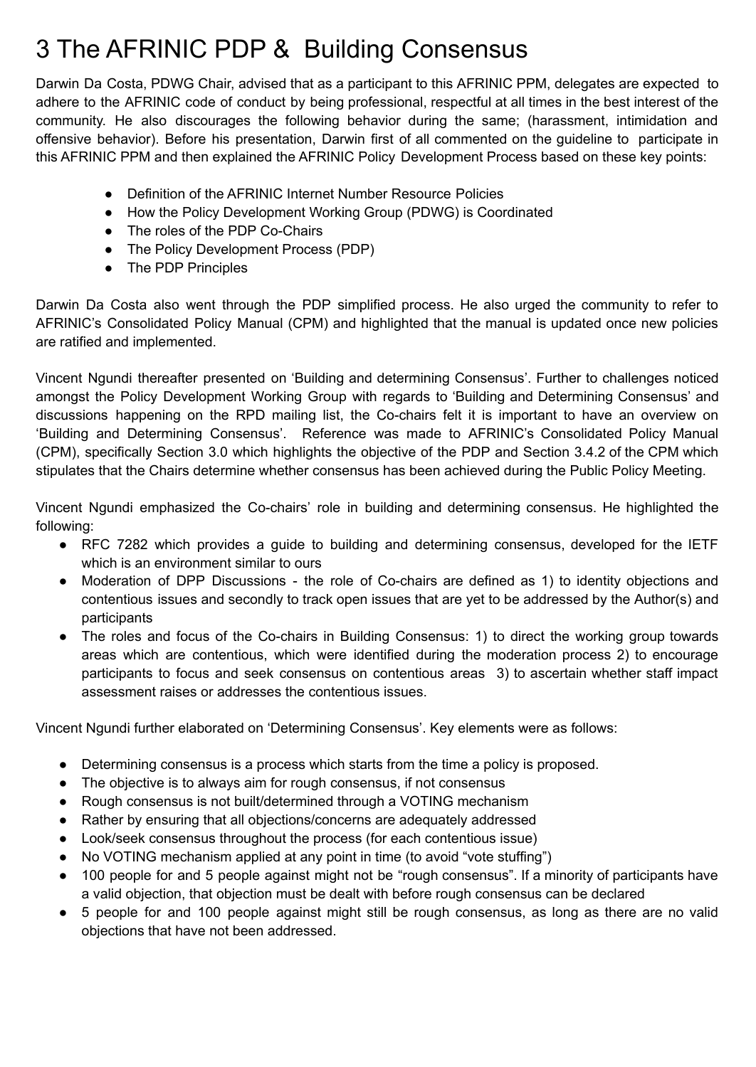# 3 The AFRINIC PDP & Building Consensus

Darwin Da Costa, PDWG Chair, advised that as a participant to this AFRINIC PPM, delegates are expected to adhere to the AFRINIC code of conduct by being professional, respectful at all times in the best interest of the community. He also discourages the following behavior during the same; (harassment, intimidation and offensive behavior). Before his presentation, Darwin first of all commented on the guideline to participate in this AFRINIC PPM and then explained the AFRINIC Policy Development Process based on these key points:

- Definition of the AFRINIC Internet Number Resource Policies
- How the Policy Development Working Group (PDWG) is Coordinated
- The roles of the PDP Co-Chairs
- The Policy Development Process (PDP)
- The PDP Principles

Darwin Da Costa also went through the PDP simplified process. He also urged the community to refer to AFRINIC's Consolidated Policy Manual (CPM) and highlighted that the manual is updated once new policies are ratified and implemented.

Vincent Ngundi thereafter presented on 'Building and determining Consensus'. Further to challenges noticed amongst the Policy Development Working Group with regards to 'Building and Determining Consensus' and discussions happening on the RPD mailing list, the Co-chairs felt it is important to have an overview on 'Building and Determining Consensus'. Reference was made to AFRINIC's Consolidated Policy Manual (CPM), specifically Section 3.0 which highlights the objective of the PDP and Section 3.4.2 of the CPM which stipulates that the Chairs determine whether consensus has been achieved during the Public Policy Meeting.

Vincent Ngundi emphasized the Co-chairs' role in building and determining consensus. He highlighted the following:

- RFC 7282 which provides a guide to building and determining consensus, developed for the IETF which is an environment similar to ours
- Moderation of DPP Discussions - the role of Co-chairs are defined as 1) to identity objections and contentious issues and secondly to track open issues that are yet to be addressed by the Author(s) and participants
- The roles and focus of the Co-chairs in Building Consensus: 1) to direct the working group towards areas which are contentious, which were identified during the moderation process 2) to encourage participants to focus and seek consensus on contentious areas 3) to ascertain whether staff impact assessment raises or addresses the contentious issues.

Vincent Ngundi further elaborated on 'Determining Consensus'. Key elements were as follows:

- Determining consensus is a process which starts from the time a policy is proposed.
- The objective is to always aim for rough consensus, if not consensus
- Rough consensus is not built/determined through a VOTING mechanism
- Rather by ensuring that all objections/concerns are adequately addressed
- Look/seek consensus throughout the process (for each contentious issue)
- No VOTING mechanism applied at any point in time (to avoid "vote stuffing")
- 100 people for and 5 people against might not be "rough consensus". If a minority of participants have a valid objection, that objection must be dealt with before rough consensus can be declared
- 5 people for and 100 people against might still be rough consensus, as long as there are no valid objections that have not been addressed.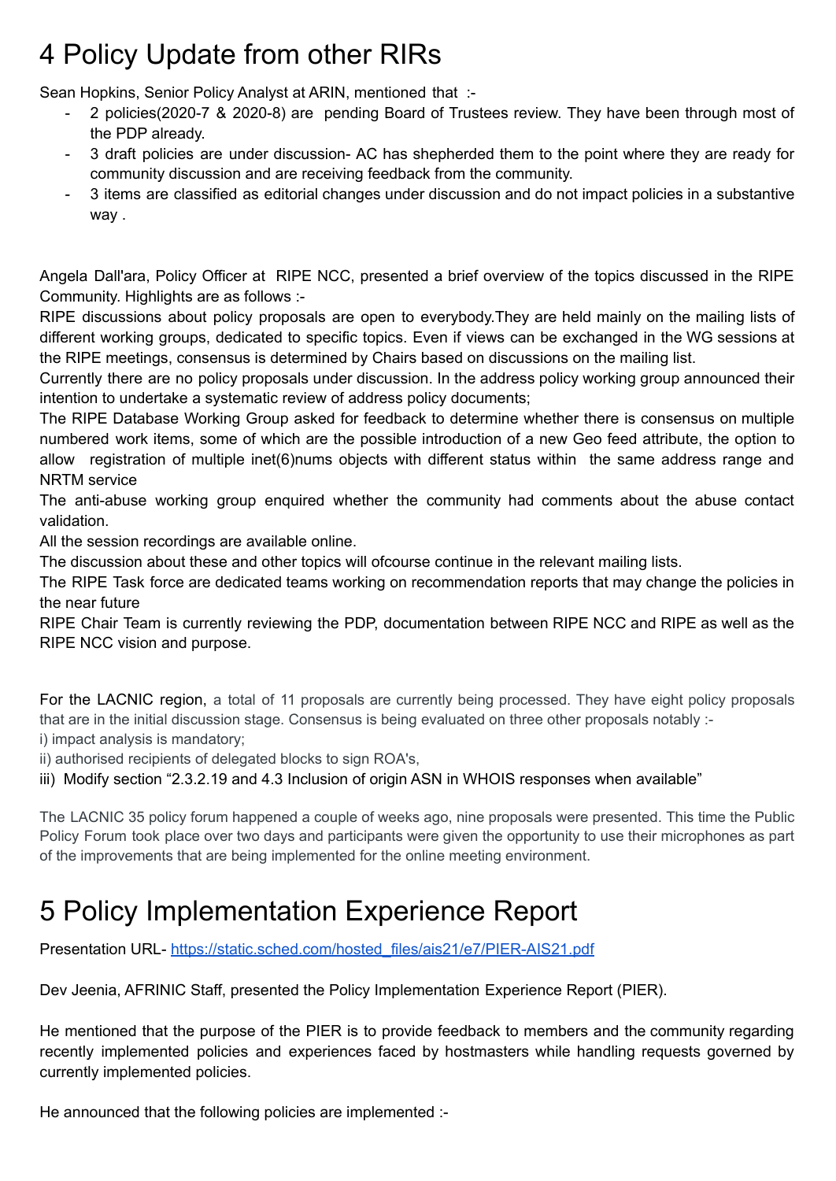# 4 Policy Update from other RIRs

Sean Hopkins, Senior Policy Analyst at ARIN, mentioned that :-

- 2 policies(2020-7 & 2020-8) are pending Board of Trustees review. They have been through most of the PDP already.
- 3 draft policies are under discussion- AC has shepherded them to the point where they are ready for community discussion and are receiving feedback from the community.
- 3 items are classified as editorial changes under discussion and do not impact policies in a substantive way .

Angela Dall'ara, Policy Officer at RIPE NCC, presented a brief overview of the topics discussed in the RIPE Community. Highlights are as follows :-

RIPE discussions about policy proposals are open to everybody.They are held mainly on the mailing lists of different working groups, dedicated to specific topics. Even if views can be exchanged in the WG sessions at the RIPE meetings, consensus is determined by Chairs based on discussions on the mailing list.

Currently there are no policy proposals under discussion. In the address policy working group announced their intention to undertake a systematic review of address policy documents;

The RIPE Database Working Group asked for feedback to determine whether there is consensus on multiple numbered work items, some of which are the possible introduction of a new Geo feed attribute, the option to allow registration of multiple inet(6)nums objects with different status within the same address range and NRTM service

The anti-abuse working group enquired whether the community had comments about the abuse contact validation.

All the session recordings are available online.

The discussion about these and other topics will ofcourse continue in the relevant mailing lists.

The RIPE Task force are dedicated teams working on recommendation reports that may change the policies in the near future

RIPE Chair Team is currently reviewing the PDP, documentation between RIPE NCC and RIPE as well as the RIPE NCC vision and purpose.

For the LACNIC region, a total of 11 proposals are currently being processed. They have eight policy proposals that are in the initial discussion stage. Consensus is being evaluated on three other proposals notably :-

i) impact analysis is mandatory;

ii) authorised recipients of delegated blocks to sign ROA's,

iii) Modify section "2.3.2.19 and 4.3 Inclusion of origin ASN in WHOIS responses when available"

The LACNIC 35 policy forum happened a couple of weeks ago, nine proposals were presented. This time the Public Policy Forum took place over two days and participants were given the opportunity to use their microphones as part of the improvements that are being implemented for the online meeting environment.

# 5 Policy Implementation Experience Report

Presentation URL- [https://static.sched.com/hosted_files/ais21/e7/PIER-AIS21.pdf](https://static.sched.com/hosted_files/ais21/e7/PIER-AIS21.pdf)

Dev Jeenia, AFRINIC Staff, presented the Policy Implementation Experience Report (PIER).

He mentioned that the purpose of the PIER is to provide feedback to members and the community regarding recently implemented policies and experiences faced by hostmasters while handling requests governed by currently implemented policies.

He announced that the following policies are implemented :-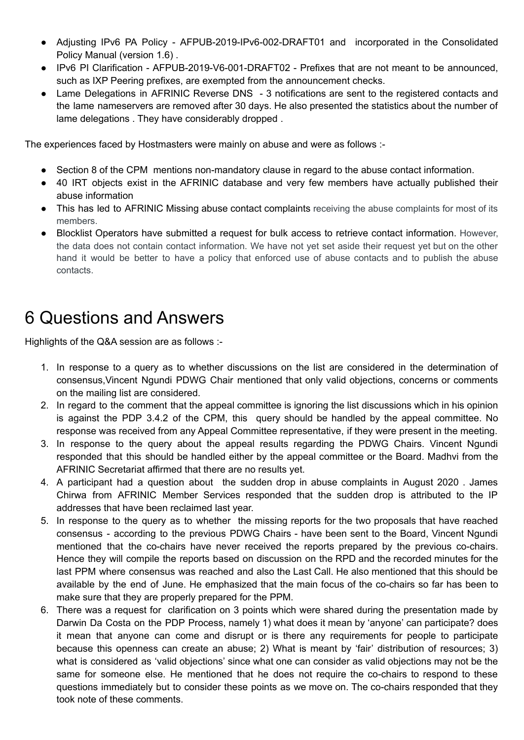- Adjusting IPv6 PA Policy - AFPUB-2019-IPv6-002-DRAFT01 and incorporated in the Consolidated Policy Manual (version 1.6) .
- IPv6 PI Clarification - AFPUB-2019-V6-001-DRAFT02 - Prefixes that are not meant to be announced, such as IXP Peering prefixes, are exempted from the announcement checks.
- Lame Delegations in AFRINIC Reverse DNS - 3 notifications are sent to the registered contacts and the lame nameservers are removed after 30 days. He also presented the statistics about the number of lame delegations . They have considerably dropped .

The experiences faced by Hostmasters were mainly on abuse and were as follows :-

- Section 8 of the CPM mentions non-mandatory clause in regard to the abuse contact information.
- 40 IRT objects exist in the AFRINIC database and very few members have actually published their abuse information
- This has led to AFRINIC Missing abuse contact complaints receiving the abuse complaints for most of its members.
- Blocklist Operators have submitted a request for bulk access to retrieve contact information. However, the data does not contain contact information. We have not yet set aside their request yet but on the other hand it would be better to have a policy that enforced use of abuse contacts and to publish the abuse contacts.

# 6 Questions and Answers

Highlights of the Q&A session are as follows :-

1. In response to a query as to whether discussions on the list are considered in the determination of consensus,Vincent Ngundi PDWG Chair mentioned that only valid objections, concerns or comments on the mailing list are considered.
2. In regard to the comment that the appeal committee is ignoring the list discussions which in his opinion is against the PDP 3.4.2 of the CPM, this query should be handled by the appeal committee. No response was received from any Appeal Committee representative, if they were present in the meeting.
3. In response to the query about the appeal results regarding the PDWG Chairs. Vincent Ngundi responded that this should be handled either by the appeal committee or the Board. Madhvi from the AFRINIC Secretariat affirmed that there are no results yet.
4. A participant had a question about the sudden drop in abuse complaints in August 2020 . James Chirwa from AFRINIC Member Services responded that the sudden drop is attributed to the IP addresses that have been reclaimed last year.
5. In response to the query as to whether the missing reports for the two proposals that have reached consensus - according to the previous PDWG Chairs - have been sent to the Board, Vincent Ngundi mentioned that the co-chairs have never received the reports prepared by the previous co-chairs. Hence they will compile the reports based on discussion on the RPD and the recorded minutes for the last PPM where consensus was reached and also the Last Call. He also mentioned that this should be available by the end of June. He emphasized that the main focus of the co-chairs so far has been to make sure that they are properly prepared for the PPM.
6. There was a request for clarification on 3 points which were shared during the presentation made by Darwin Da Costa on the PDP Process, namely 1) what does it mean by 'anyone' can participate? does it mean that anyone can come and disrupt or is there any requirements for people to participate because this openness can create an abuse; 2) What is meant by 'fair' distribution of resources; 3) what is considered as 'valid objections' since what one can consider as valid objections may not be the same for someone else. He mentioned that he does not require the co-chairs to respond to these questions immediately but to consider these points as we move on. The co-chairs responded that they took note of these comments.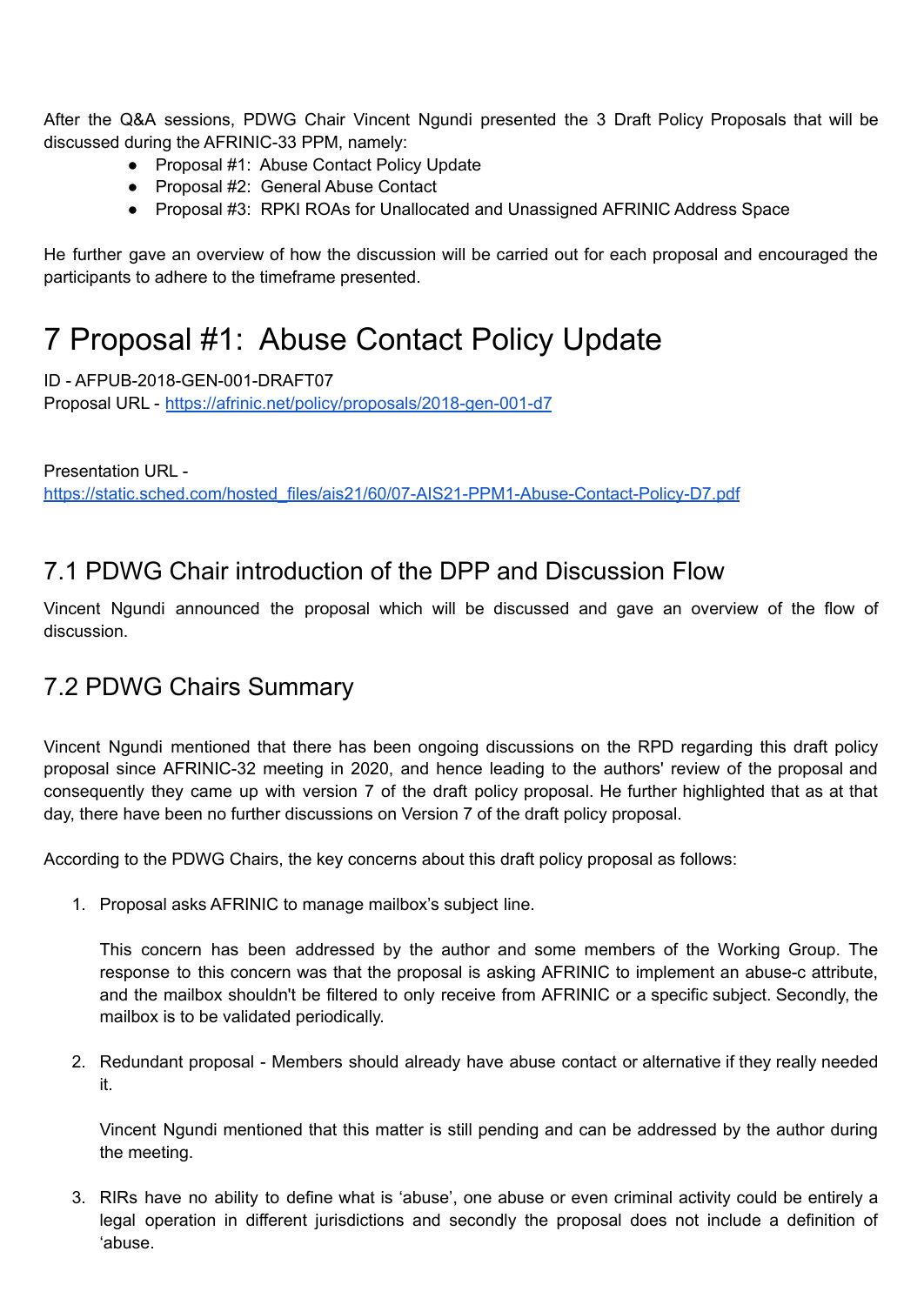After the Q&A sessions, PDWG Chair Vincent Ngundi presented the 3 Draft Policy Proposals that will be discussed during the AFRINIC-33 PPM, namely:

- Proposal #1: Abuse Contact Policy Update
- Proposal #2: General Abuse Contact
- Proposal #3: RPKI ROAs for Unallocated and Unassigned AFRINIC Address Space

He further gave an overview of how the discussion will be carried out for each proposal and encouraged the participants to adhere to the timeframe presented.

# 7 Proposal #1: Abuse Contact Policy Update

ID - AFPUB-2018-GEN-001-DRAFT07
Proposal URL - [https://afrinic.net/policy/proposals/2018-gen-001-d7](https://afrinic.net/policy/proposals/2018-gen-001-d7)

Presentation URL - [https://static.sched.com/hosted_files/ais21/60/07-AIS21-PPM1-Abuse-Contact-Policy-D7.pdf](https://static.sched.com/hosted_files/ais21/60/07-AIS21-PPM1-Abuse-Contact-Policy-D7.pdf)

## 7.1 PDWG Chair introduction of the DPP and Discussion Flow

Vincent Ngundi announced the proposal which will be discussed and gave an overview of the flow of discussion.

## 7.2 PDWG Chairs Summary

Vincent Ngundi mentioned that there has been ongoing discussions on the RPD regarding this draft policy proposal since AFRINIC-32 meeting in 2020, and hence leading to the authors' review of the proposal and consequently they came up with version 7 of the draft policy proposal. He further highlighted that as at that day, there have been no further discussions on Version 7 of the draft policy proposal.

According to the PDWG Chairs, the key concerns about this draft policy proposal as follows:

1. Proposal asks AFRINIC to manage mailbox's subject line.

   This concern has been addressed by the author and some members of the Working Group. The response to this concern was that the proposal is asking AFRINIC to implement an abuse-c attribute, and the mailbox shouldn't be filtered to only receive from AFRINIC or a specific subject. Secondly, the mailbox is to be validated periodically.

2. Redundant proposal - Members should already have abuse contact or alternative if they really needed it.

   Vincent Ngundi mentioned that this matter is still pending and can be addressed by the author during the meeting.

3. RIRs have no ability to define what is 'abuse', one abuse or even criminal activity could be entirely a legal operation in different jurisdictions and secondly the proposal does not include a definition of 'abuse.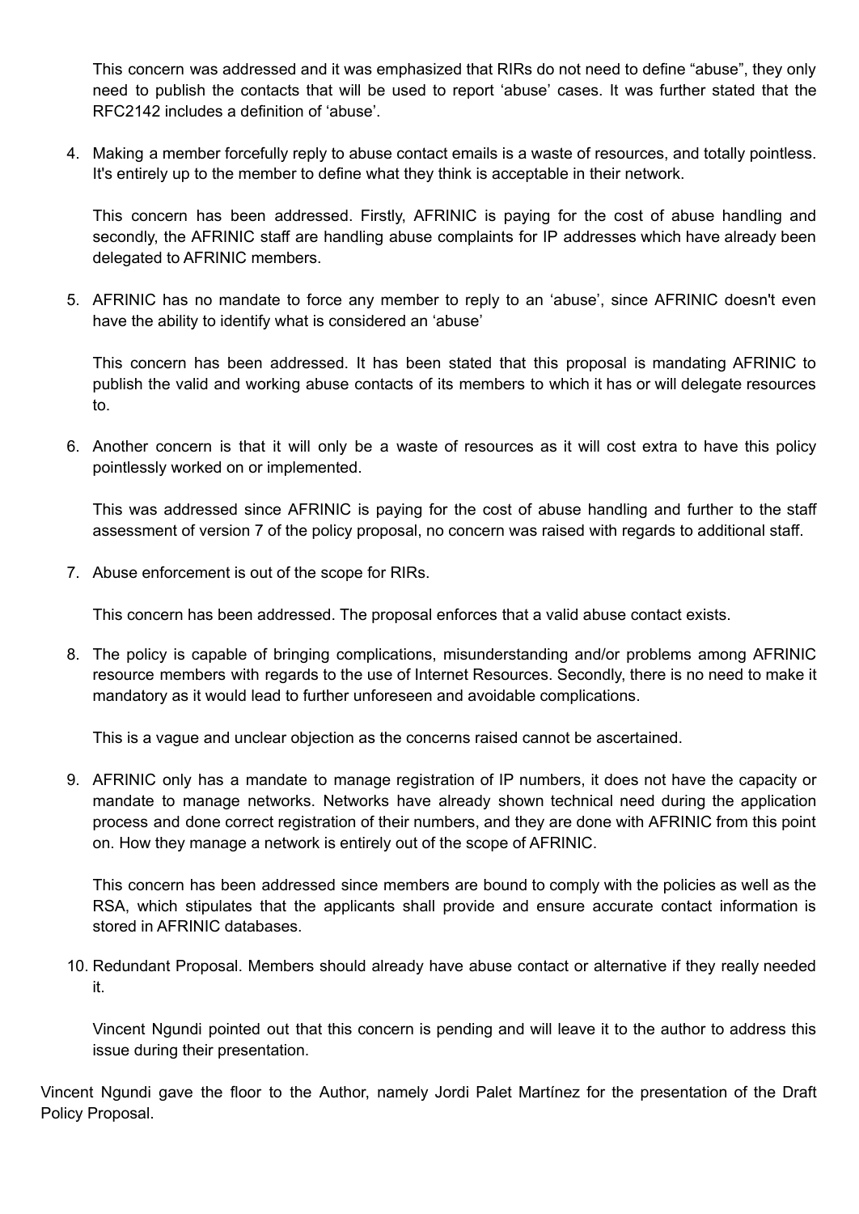This concern was addressed and it was emphasized that RIRs do not need to define “abuse”, they only need to publish the contacts that will be used to report ‘abuse’ cases. It was further stated that the RFC2142 includes a definition of ‘abuse’.

4. Making a member forcefully reply to abuse contact emails is a waste of resources, and totally pointless. It's entirely up to the member to define what they think is acceptable in their network.

   This concern has been addressed. Firstly, AFRINIC is paying for the cost of abuse handling and secondly, the AFRINIC staff are handling abuse complaints for IP addresses which have already been delegated to AFRINIC members.

5. AFRINIC has no mandate to force any member to reply to an ‘abuse’, since AFRINIC doesn't even have the ability to identify what is considered an ‘abuse’

   This concern has been addressed. It has been stated that this proposal is mandating AFRINIC to publish the valid and working abuse contacts of its members to which it has or will delegate resources to.

6. Another concern is that it will only be a waste of resources as it will cost extra to have this policy pointlessly worked on or implemented.

   This was addressed since AFRINIC is paying for the cost of abuse handling and further to the staff assessment of version 7 of the policy proposal, no concern was raised with regards to additional staff.

7. Abuse enforcement is out of the scope for RIRs.

   This concern has been addressed. The proposal enforces that a valid abuse contact exists.

8. The policy is capable of bringing complications, misunderstanding and/or problems among AFRINIC resource members with regards to the use of Internet Resources. Secondly, there is no need to make it mandatory as it would lead to further unforeseen and avoidable complications.

   This is a vague and unclear objection as the concerns raised cannot be ascertained.

9. AFRINIC only has a mandate to manage registration of IP numbers, it does not have the capacity or mandate to manage networks. Networks have already shown technical need during the application process and done correct registration of their numbers, and they are done with AFRINIC from this point on. How they manage a network is entirely out of the scope of AFRINIC.

   This concern has been addressed since members are bound to comply with the policies as well as the RSA, which stipulates that the applicants shall provide and ensure accurate contact information is stored in AFRINIC databases.

10. Redundant Proposal. Members should already have abuse contact or alternative if they really needed it.

    Vincent Ngundi pointed out that this concern is pending and will leave it to the author to address this issue during their presentation.

Vincent Ngundi gave the floor to the Author, namely Jordi Palet Martínez for the presentation of the Draft Policy Proposal.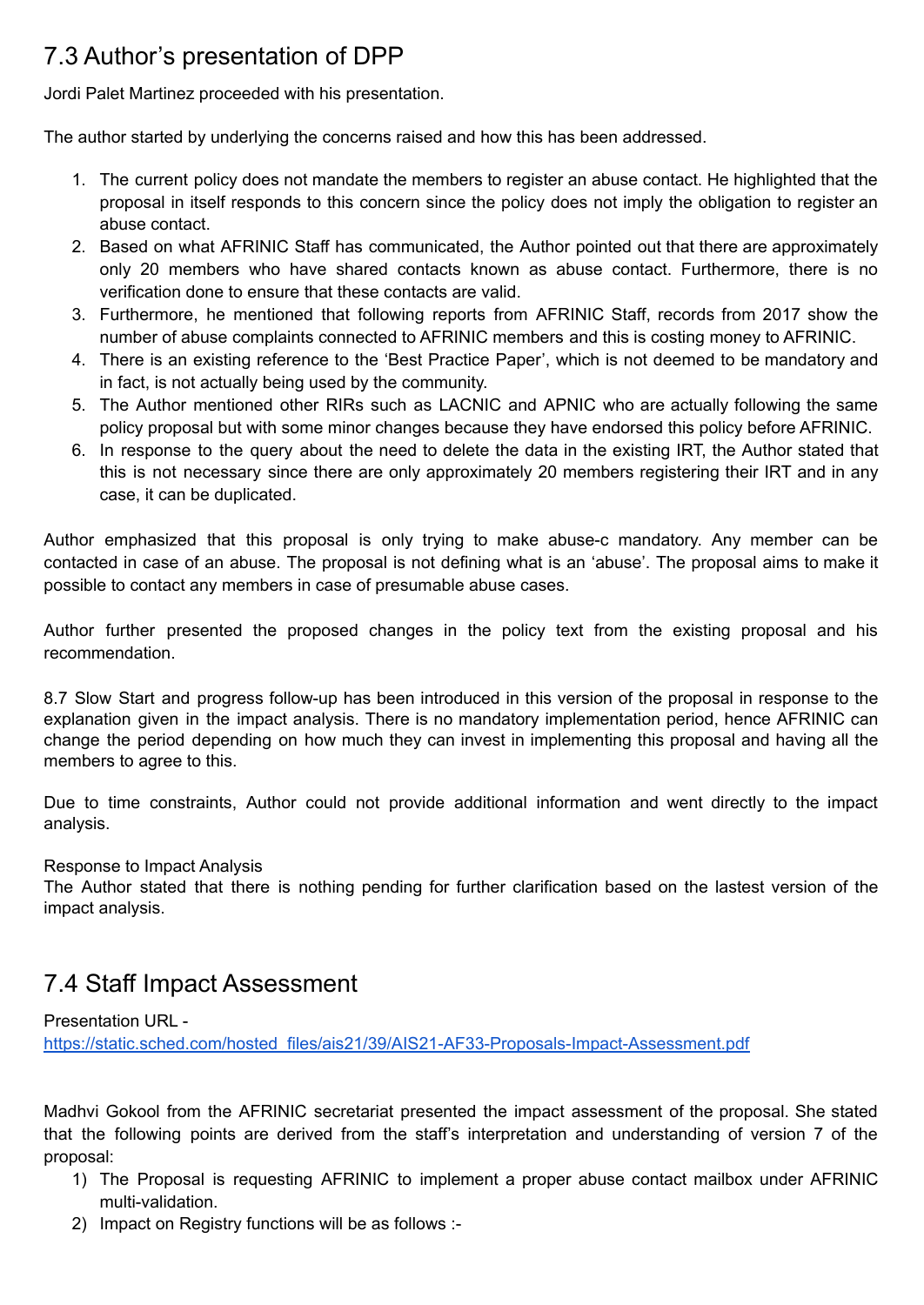## 7.3 Author's presentation of DPP

Jordi Palet Martinez proceeded with his presentation.

The author started by underlying the concerns raised and how this has been addressed.

1. The current policy does not mandate the members to register an abuse contact. He highlighted that the proposal in itself responds to this concern since the policy does not imply the obligation to register an abuse contact.
2. Based on what AFRINIC Staff has communicated, the Author pointed out that there are approximately only 20 members who have shared contacts known as abuse contact. Furthermore, there is no verification done to ensure that these contacts are valid.
3. Furthermore, he mentioned that following reports from AFRINIC Staff, records from 2017 show the number of abuse complaints connected to AFRINIC members and this is costing money to AFRINIC.
4. There is an existing reference to the 'Best Practice Paper', which is not deemed to be mandatory and in fact, is not actually being used by the community.
5. The Author mentioned other RIRs such as LACNIC and APNIC who are actually following the same policy proposal but with some minor changes because they have endorsed this policy before AFRINIC.
6. In response to the query about the need to delete the data in the existing IRT, the Author stated that this is not necessary since there are only approximately 20 members registering their IRT and in any case, it can be duplicated.

Author emphasized that this proposal is only trying to make abuse-c mandatory. Any member can be contacted in case of an abuse. The proposal is not defining what is an 'abuse'. The proposal aims to make it possible to contact any members in case of presumable abuse cases.

Author further presented the proposed changes in the policy text from the existing proposal and his recommendation.

8.7 Slow Start and progress follow-up has been introduced in this version of the proposal in response to the explanation given in the impact analysis. There is no mandatory implementation period, hence AFRINIC can change the period depending on how much they can invest in implementing this proposal and having all the members to agree to this.

Due to time constraints, Author could not provide additional information and went directly to the impact analysis.

Response to Impact Analysis
The Author stated that there is nothing pending for further clarification based on the lastest version of the impact analysis.

## 7.4 Staff Impact Assessment

Presentation URL - [https://static.sched.com/hosted_files/ais21/39/AIS21-AF33-Proposals-Impact-Assessment.pdf](https://static.sched.com/hosted_files/ais21/39/AIS21-AF33-Proposals-Impact-Assessment.pdf)

Madhvi Gokool from the AFRINIC secretariat presented the impact assessment of the proposal. She stated that the following points are derived from the staff's interpretation and understanding of version 7 of the proposal:

1) The Proposal is requesting AFRINIC to implement a proper abuse contact mailbox under AFRINIC multi-validation.
2) Impact on Registry functions will be as follows :-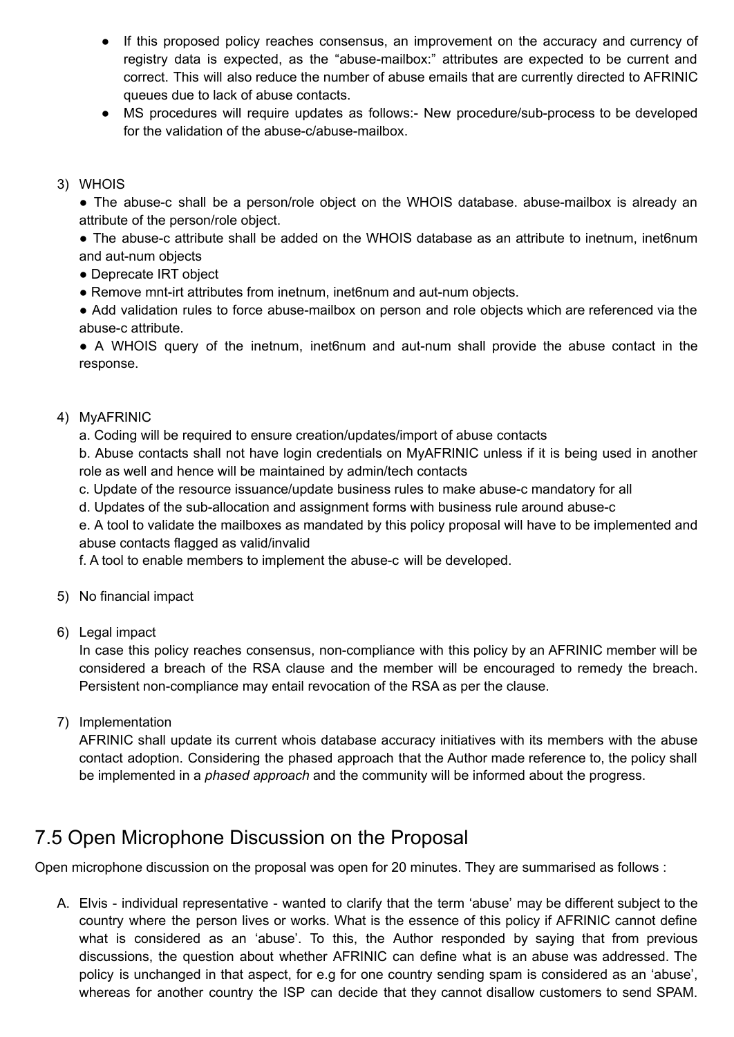- If this proposed policy reaches consensus, an improvement on the accuracy and currency of registry data is expected, as the "abuse-mailbox:" attributes are expected to be current and correct. This will also reduce the number of abuse emails that are currently directed to AFRINIC queues due to lack of abuse contacts.
- MS procedures will require updates as follows:- New procedure/sub-process to be developed for the validation of the abuse-c/abuse-mailbox.

3) WHOIS

   ● The abuse-c shall be a person/role object on the WHOIS database. abuse-mailbox is already an attribute of the person/role object.

   ● The abuse-c attribute shall be added on the WHOIS database as an attribute to inetnum, inet6num and aut-num objects

   ● Deprecate IRT object

   ● Remove mnt-irt attributes from inetnum, inet6num and aut-num objects.

   ● Add validation rules to force abuse-mailbox on person and role objects which are referenced via the abuse-c attribute.

   ● A WHOIS query of the inetnum, inet6num and aut-num shall provide the abuse contact in the response.

4) MyAFRINIC

   a. Coding will be required to ensure creation/updates/import of abuse contacts

   b. Abuse contacts shall not have login credentials on MyAFRINIC unless if it is being used in another role as well and hence will be maintained by admin/tech contacts

   c. Update of the resource issuance/update business rules to make abuse-c mandatory for all

   d. Updates of the sub-allocation and assignment forms with business rule around abuse-c

   e. A tool to validate the mailboxes as mandated by this policy proposal will have to be implemented and abuse contacts flagged as valid/invalid

   f. A tool to enable members to implement the abuse-c will be developed.

5) No financial impact

6) Legal impact

   In case this policy reaches consensus, non-compliance with this policy by an AFRINIC member will be considered a breach of the RSA clause and the member will be encouraged to remedy the breach. Persistent non-compliance may entail revocation of the RSA as per the clause.

7) Implementation

   AFRINIC shall update its current whois database accuracy initiatives with its members with the abuse contact adoption. Considering the phased approach that the Author made reference to, the policy shall be implemented in a *phased approach* and the community will be informed about the progress.

## 7.5 Open Microphone Discussion on the Proposal

Open microphone discussion on the proposal was open for 20 minutes. They are summarised as follows :

A. Elvis - individual representative - wanted to clarify that the term 'abuse' may be different subject to the country where the person lives or works. What is the essence of this policy if AFRINIC cannot define what is considered as an 'abuse'. To this, the Author responded by saying that from previous discussions, the question about whether AFRINIC can define what is an abuse was addressed. The policy is unchanged in that aspect, for e.g for one country sending spam is considered as an 'abuse', whereas for another country the ISP can decide that they cannot disallow customers to send SPAM.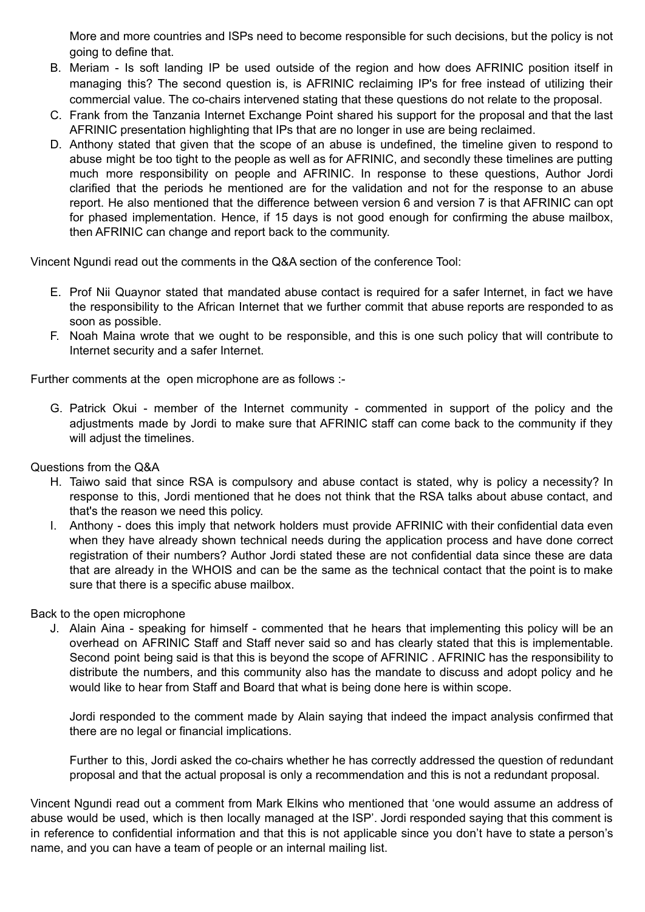More and more countries and ISPs need to become responsible for such decisions, but the policy is not going to define that.

B. Meriam - Is soft landing IP be used outside of the region and how does AFRINIC position itself in managing this? The second question is, is AFRINIC reclaiming IP's for free instead of utilizing their commercial value. The co-chairs intervened stating that these questions do not relate to the proposal.
C. Frank from the Tanzania Internet Exchange Point shared his support for the proposal and that the last AFRINIC presentation highlighting that IPs that are no longer in use are being reclaimed.
D. Anthony stated that given that the scope of an abuse is undefined, the timeline given to respond to abuse might be too tight to the people as well as for AFRINIC, and secondly these timelines are putting much more responsibility on people and AFRINIC. In response to these questions, Author Jordi clarified that the periods he mentioned are for the validation and not for the response to an abuse report. He also mentioned that the difference between version 6 and version 7 is that AFRINIC can opt for phased implementation. Hence, if 15 days is not good enough for confirming the abuse mailbox, then AFRINIC can change and report back to the community.

Vincent Ngundi read out the comments in the Q&A section of the conference Tool:

E. Prof Nii Quaynor stated that mandated abuse contact is required for a safer Internet, in fact we have the responsibility to the African Internet that we further commit that abuse reports are responded to as soon as possible.
F. Noah Maina wrote that we ought to be responsible, and this is one such policy that will contribute to Internet security and a safer Internet.

Further comments at the open microphone are as follows :-

G. Patrick Okui - member of the Internet community - commented in support of the policy and the adjustments made by Jordi to make sure that AFRINIC staff can come back to the community if they will adjust the timelines.

Questions from the Q&A

H. Taiwo said that since RSA is compulsory and abuse contact is stated, why is policy a necessity? In response to this, Jordi mentioned that he does not think that the RSA talks about abuse contact, and that's the reason we need this policy.
I. Anthony - does this imply that network holders must provide AFRINIC with their confidential data even when they have already shown technical needs during the application process and have done correct registration of their numbers? Author Jordi stated these are not confidential data since these are data that are already in the WHOIS and can be the same as the technical contact that the point is to make sure that there is a specific abuse mailbox.

Back to the open microphone

J. Alain Aina - speaking for himself - commented that he hears that implementing this policy will be an overhead on AFRINIC Staff and Staff never said so and has clearly stated that this is implementable. Second point being said is that this is beyond the scope of AFRINIC . AFRINIC has the responsibility to distribute the numbers, and this community also has the mandate to discuss and adopt policy and he would like to hear from Staff and Board that what is being done here is within scope.

   Jordi responded to the comment made by Alain saying that indeed the impact analysis confirmed that there are no legal or financial implications.

   Further to this, Jordi asked the co-chairs whether he has correctly addressed the question of redundant proposal and that the actual proposal is only a recommendation and this is not a redundant proposal.

Vincent Ngundi read out a comment from Mark Elkins who mentioned that 'one would assume an address of abuse would be used, which is then locally managed at the ISP'. Jordi responded saying that this comment is in reference to confidential information and that this is not applicable since you don't have to state a person's name, and you can have a team of people or an internal mailing list.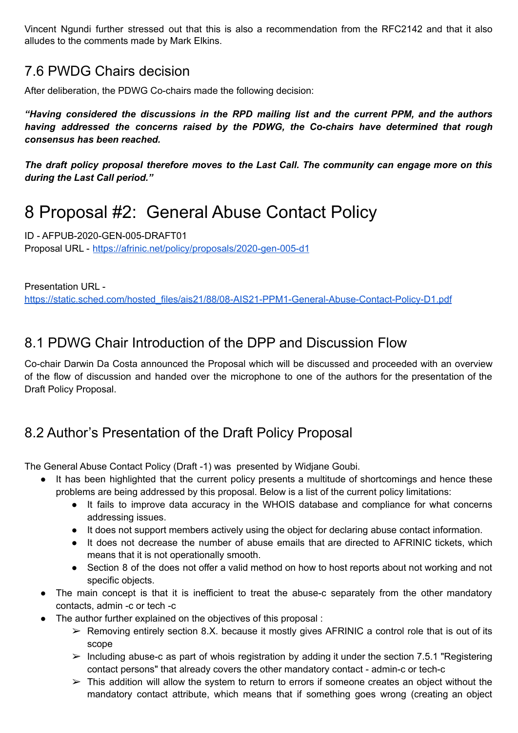Vincent Ngundi further stressed out that this is also a recommendation from the RFC2142 and that it also alludes to the comments made by Mark Elkins.

## 7.6 PWDG Chairs decision

After deliberation, the PDWG Co-chairs made the following decision:

***"Having considered the discussions in the RPD mailing list and the current PPM, and the authors having addressed the concerns raised by the PDWG, the Co-chairs have determined that rough consensus has been reached.***

***The draft policy proposal therefore moves to the Last Call. The community can engage more on this during the Last Call period."***

# 8 Proposal #2: General Abuse Contact Policy

ID - AFPUB-2020-GEN-005-DRAFT01
Proposal URL - [https://afrinic.net/policy/proposals/2020-gen-005-d1](https://afrinic.net/policy/proposals/2020-gen-005-d1)

Presentation URL -
[https://static.sched.com/hosted_files/ais21/88/08-AIS21-PPM1-General-Abuse-Contact-Policy-D1.pdf](https://static.sched.com/hosted_files/ais21/88/08-AIS21-PPM1-General-Abuse-Contact-Policy-D1.pdf)

## 8.1 PDWG Chair Introduction of the DPP and Discussion Flow

Co-chair Darwin Da Costa announced the Proposal which will be discussed and proceeded with an overview of the flow of discussion and handed over the microphone to one of the authors for the presentation of the Draft Policy Proposal.

## 8.2 Author's Presentation of the Draft Policy Proposal

The General Abuse Contact Policy (Draft -1) was presented by Widjane Goubi.

- It has been highlighted that the current policy presents a multitude of shortcomings and hence these problems are being addressed by this proposal. Below is a list of the current policy limitations:
    - It fails to improve data accuracy in the WHOIS database and compliance for what concerns addressing issues.
    - It does not support members actively using the object for declaring abuse contact information.
    - It does not decrease the number of abuse emails that are directed to AFRINIC tickets, which means that it is not operationally smooth.
    - Section 8 of the does not offer a valid method on how to host reports about not working and not specific objects.
- The main concept is that it is inefficient to treat the abuse-c separately from the other mandatory contacts, admin -c or tech -c
- The author further explained on the objectives of this proposal :
    - ➢ Removing entirely section 8.X. because it mostly gives AFRINIC a control role that is out of its scope
    - ➢ Including abuse-c as part of whois registration by adding it under the section 7.5.1 "Registering contact persons" that already covers the other mandatory contact - admin-c or tech-c
    - ➢ This addition will allow the system to return to errors if someone creates an object without the mandatory contact attribute, which means that if something goes wrong (creating an object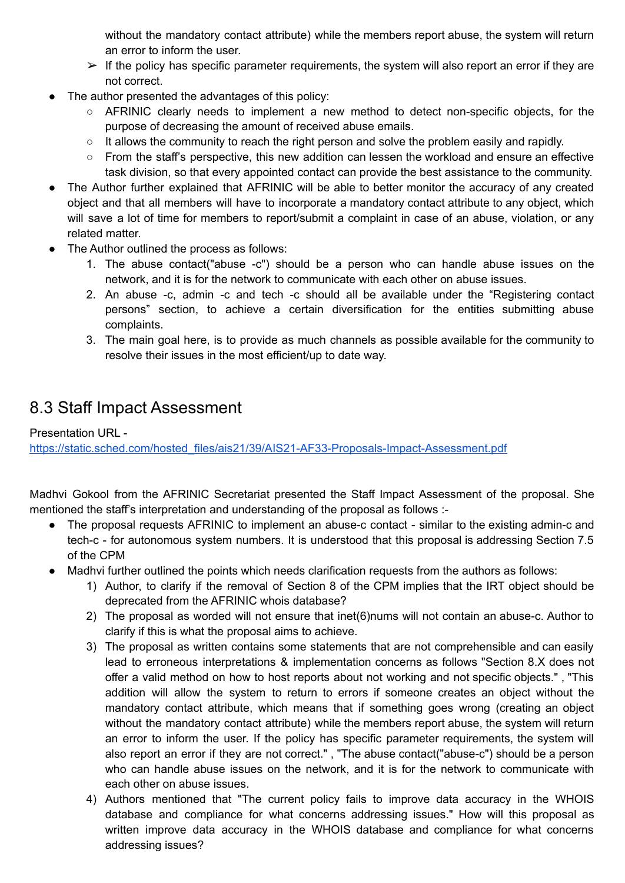without the mandatory contact attribute) while the members report abuse, the system will return an error to inform the user.
    - ➢ If the policy has specific parameter requirements, the system will also report an error if they are not correct.
- The author presented the advantages of this policy:
    - AFRINIC clearly needs to implement a new method to detect non-specific objects, for the purpose of decreasing the amount of received abuse emails.
    - It allows the community to reach the right person and solve the problem easily and rapidly.
    - From the staff's perspective, this new addition can lessen the workload and ensure an effective task division, so that every appointed contact can provide the best assistance to the community.
- The Author further explained that AFRINIC will be able to better monitor the accuracy of any created object and that all members will have to incorporate a mandatory contact attribute to any object, which will save a lot of time for members to report/submit a complaint in case of an abuse, violation, or any related matter.
- The Author outlined the process as follows:
    1. The abuse contact("abuse -c") should be a person who can handle abuse issues on the network, and it is for the network to communicate with each other on abuse issues.
    2. An abuse -c, admin -c and tech -c should all be available under the "Registering contact persons" section, to achieve a certain diversification for the entities submitting abuse complaints.
    3. The main goal here, is to provide as much channels as possible available for the community to resolve their issues in the most efficient/up to date way.

## 8.3 Staff Impact Assessment

Presentation URL -
https://static.sched.com/hosted_files/ais21/39/AIS21-AF33-Proposals-Impact-Assessment.pdf

Madhvi Gokool from the AFRINIC Secretariat presented the Staff Impact Assessment of the proposal. She mentioned the staff's interpretation and understanding of the proposal as follows :-

- The proposal requests AFRINIC to implement an abuse-c contact - similar to the existing admin-c and tech-c - for autonomous system numbers. It is understood that this proposal is addressing Section 7.5 of the CPM
- Madhvi further outlined the points which needs clarification requests from the authors as follows:
    1) Author, to clarify if the removal of Section 8 of the CPM implies that the IRT object should be deprecated from the AFRINIC whois database?
    2) The proposal as worded will not ensure that inet(6)nums will not contain an abuse-c. Author to clarify if this is what the proposal aims to achieve.
    3) The proposal as written contains some statements that are not comprehensible and can easily lead to erroneous interpretations & implementation concerns as follows "Section 8.X does not offer a valid method on how to host reports about not working and not specific objects." , "This addition will allow the system to return to errors if someone creates an object without the mandatory contact attribute, which means that if something goes wrong (creating an object without the mandatory contact attribute) while the members report abuse, the system will return an error to inform the user. If the policy has specific parameter requirements, the system will also report an error if they are not correct." , "The abuse contact("abuse-c") should be a person who can handle abuse issues on the network, and it is for the network to communicate with each other on abuse issues.
    4) Authors mentioned that "The current policy fails to improve data accuracy in the WHOIS database and compliance for what concerns addressing issues." How will this proposal as written improve data accuracy in the WHOIS database and compliance for what concerns addressing issues?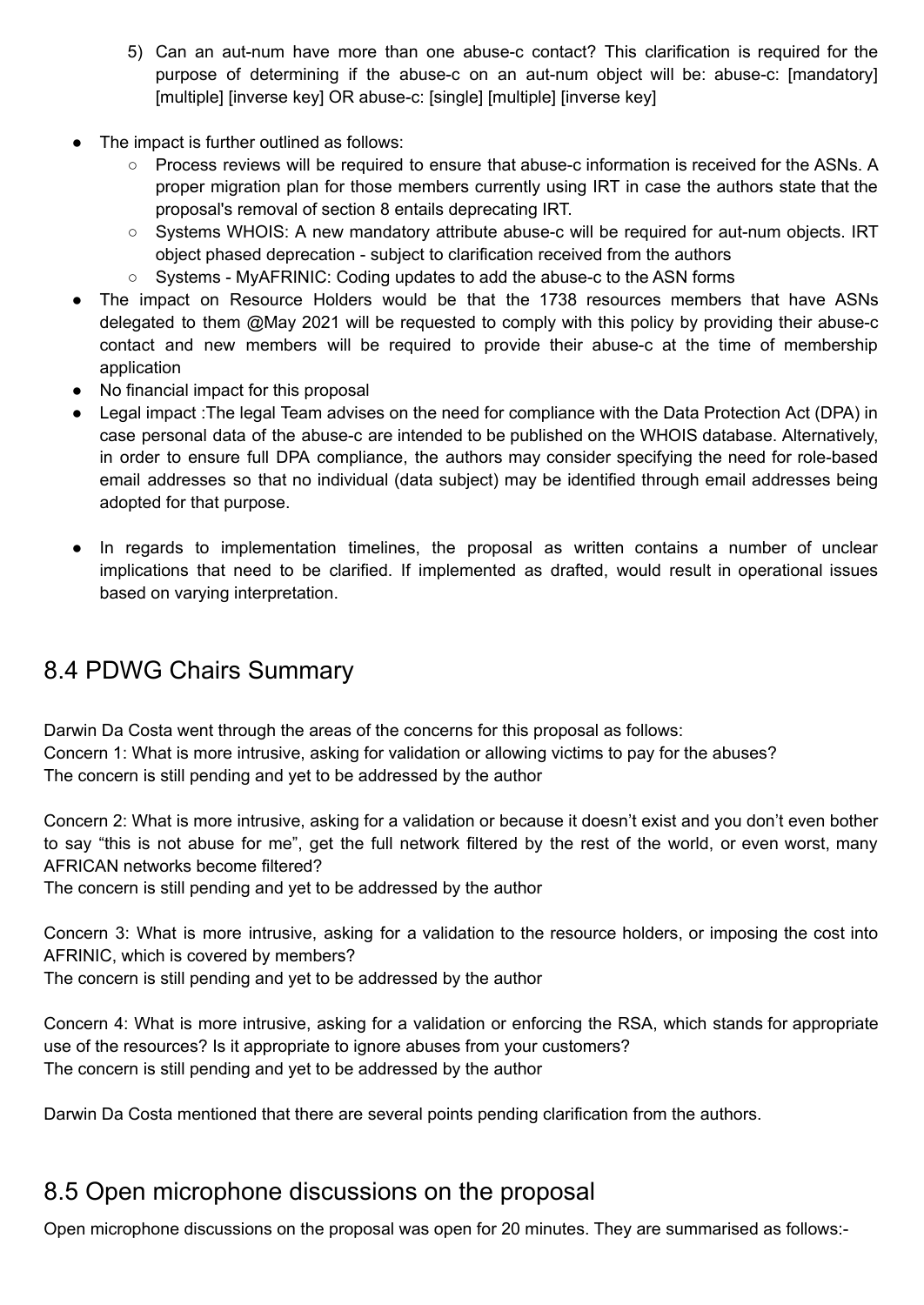5) Can an aut-num have more than one abuse-c contact? This clarification is required for the purpose of determining if the abuse-c on an aut-num object will be: abuse-c: [mandatory] [multiple] [inverse key] OR abuse-c: [single] [multiple] [inverse key]

- The impact is further outlined as follows:
  - Process reviews will be required to ensure that abuse-c information is received for the ASNs. A proper migration plan for those members currently using IRT in case the authors state that the proposal's removal of section 8 entails deprecating IRT.
  - Systems WHOIS: A new mandatory attribute abuse-c will be required for aut-num objects. IRT object phased deprecation - subject to clarification received from the authors
  - Systems - MyAFRINIC: Coding updates to add the abuse-c to the ASN forms
- The impact on Resource Holders would be that the 1738 resources members that have ASNs delegated to them @May 2021 will be requested to comply with this policy by providing their abuse-c contact and new members will be required to provide their abuse-c at the time of membership application
- No financial impact for this proposal
- Legal impact :The legal Team advises on the need for compliance with the Data Protection Act (DPA) in case personal data of the abuse-c are intended to be published on the WHOIS database. Alternatively, in order to ensure full DPA compliance, the authors may consider specifying the need for role-based email addresses so that no individual (data subject) may be identified through email addresses being adopted for that purpose.

- In regards to implementation timelines, the proposal as written contains a number of unclear implications that need to be clarified. If implemented as drafted, would result in operational issues based on varying interpretation.

## 8.4 PDWG Chairs Summary

Darwin Da Costa went through the areas of the concerns for this proposal as follows:
Concern 1: What is more intrusive, asking for validation or allowing victims to pay for the abuses?
The concern is still pending and yet to be addressed by the author

Concern 2: What is more intrusive, asking for a validation or because it doesn't exist and you don't even bother to say "this is not abuse for me", get the full network filtered by the rest of the world, or even worst, many AFRICAN networks become filtered?
The concern is still pending and yet to be addressed by the author

Concern 3: What is more intrusive, asking for a validation to the resource holders, or imposing the cost into AFRINIC, which is covered by members?
The concern is still pending and yet to be addressed by the author

Concern 4: What is more intrusive, asking for a validation or enforcing the RSA, which stands for appropriate use of the resources? Is it appropriate to ignore abuses from your customers?
The concern is still pending and yet to be addressed by the author

Darwin Da Costa mentioned that there are several points pending clarification from the authors.

## 8.5 Open microphone discussions on the proposal

Open microphone discussions on the proposal was open for 20 minutes. They are summarised as follows:-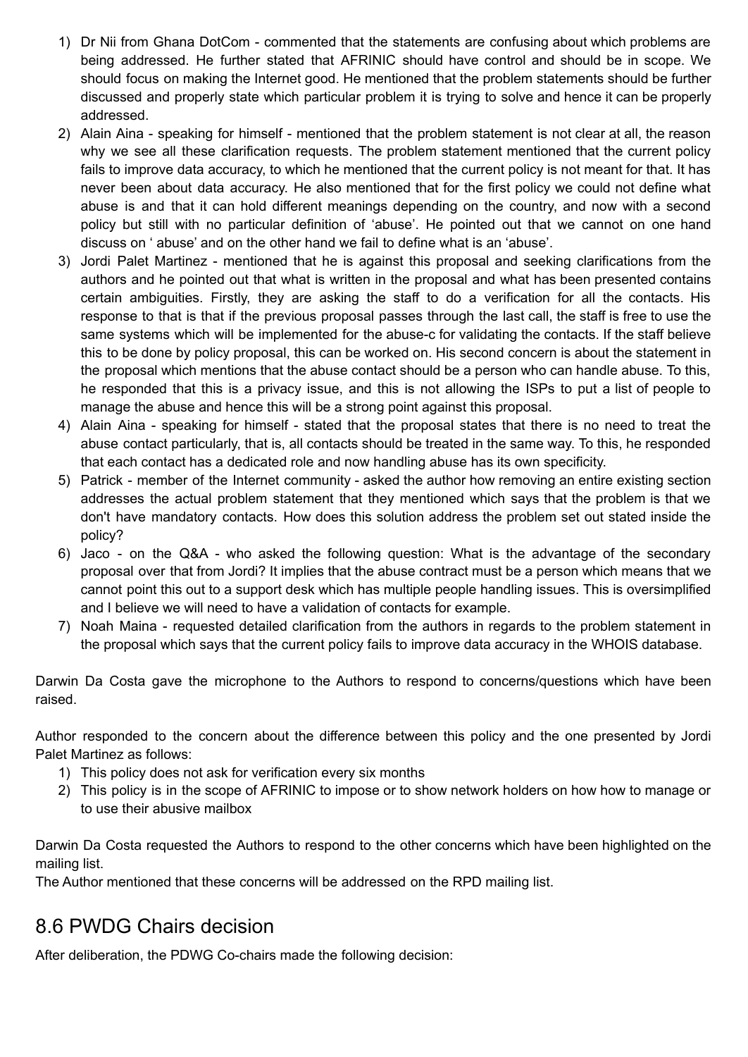1) Dr Nii from Ghana DotCom - commented that the statements are confusing about which problems are being addressed. He further stated that AFRINIC should have control and should be in scope. We should focus on making the Internet good. He mentioned that the problem statements should be further discussed and properly state which particular problem it is trying to solve and hence it can be properly addressed.
2) Alain Aina - speaking for himself - mentioned that the problem statement is not clear at all, the reason why we see all these clarification requests. The problem statement mentioned that the current policy fails to improve data accuracy, to which he mentioned that the current policy is not meant for that. It has never been about data accuracy. He also mentioned that for the first policy we could not define what abuse is and that it can hold different meanings depending on the country, and now with a second policy but still with no particular definition of 'abuse'. He pointed out that we cannot on one hand discuss on ' abuse' and on the other hand we fail to define what is an 'abuse'.
3) Jordi Palet Martinez - mentioned that he is against this proposal and seeking clarifications from the authors and he pointed out that what is written in the proposal and what has been presented contains certain ambiguities. Firstly, they are asking the staff to do a verification for all the contacts. His response to that is that if the previous proposal passes through the last call, the staff is free to use the same systems which will be implemented for the abuse-c for validating the contacts. If the staff believe this to be done by policy proposal, this can be worked on. His second concern is about the statement in the proposal which mentions that the abuse contact should be a person who can handle abuse. To this, he responded that this is a privacy issue, and this is not allowing the ISPs to put a list of people to manage the abuse and hence this will be a strong point against this proposal.
4) Alain Aina - speaking for himself - stated that the proposal states that there is no need to treat the abuse contact particularly, that is, all contacts should be treated in the same way. To this, he responded that each contact has a dedicated role and now handling abuse has its own specificity.
5) Patrick - member of the Internet community - asked the author how removing an entire existing section addresses the actual problem statement that they mentioned which says that the problem is that we don't have mandatory contacts. How does this solution address the problem set out stated inside the policy?
6) Jaco - on the Q&A - who asked the following question: What is the advantage of the secondary proposal over that from Jordi? It implies that the abuse contract must be a person which means that we cannot point this out to a support desk which has multiple people handling issues. This is oversimplified and I believe we will need to have a validation of contacts for example.
7) Noah Maina - requested detailed clarification from the authors in regards to the problem statement in the proposal which says that the current policy fails to improve data accuracy in the WHOIS database.

Darwin Da Costa gave the microphone to the Authors to respond to concerns/questions which have been raised.

Author responded to the concern about the difference between this policy and the one presented by Jordi Palet Martinez as follows:

1) This policy does not ask for verification every six months
2) This policy is in the scope of AFRINIC to impose or to show network holders on how how to manage or to use their abusive mailbox

Darwin Da Costa requested the Authors to respond to the other concerns which have been highlighted on the mailing list.
The Author mentioned that these concerns will be addressed on the RPD mailing list.

## 8.6 PWDG Chairs decision

After deliberation, the PDWG Co-chairs made the following decision: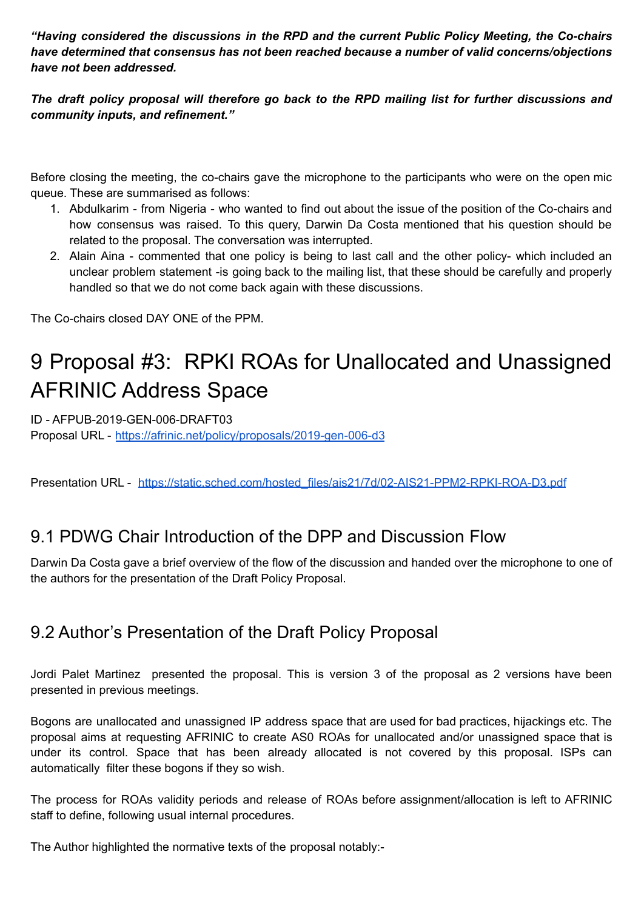***"Having considered the discussions in the RPD and the current Public Policy Meeting, the Co-chairs have determined that consensus has not been reached because a number of valid concerns/objections have not been addressed.***

***The draft policy proposal will therefore go back to the RPD mailing list for further discussions and community inputs, and refinement."***

Before closing the meeting, the co-chairs gave the microphone to the participants who were on the open mic queue. These are summarised as follows:

1. Abdulkarim - from Nigeria - who wanted to find out about the issue of the position of the Co-chairs and how consensus was raised. To this query, Darwin Da Costa mentioned that his question should be related to the proposal. The conversation was interrupted.
2. Alain Aina - commented that one policy is being to last call and the other policy- which included an unclear problem statement -is going back to the mailing list, that these should be carefully and properly handled so that we do not come back again with these discussions.

The Co-chairs closed DAY ONE of the PPM.

# 9 Proposal #3: RPKI ROAs for Unallocated and Unassigned AFRINIC Address Space

ID - AFPUB-2019-GEN-006-DRAFT03
Proposal URL - https://afrinic.net/policy/proposals/2019-gen-006-d3

Presentation URL - https://static.sched.com/hosted_files/ais21/7d/02-AIS21-PPM2-RPKI-ROA-D3.pdf

## 9.1 PDWG Chair Introduction of the DPP and Discussion Flow

Darwin Da Costa gave a brief overview of the flow of the discussion and handed over the microphone to one of the authors for the presentation of the Draft Policy Proposal.

## 9.2 Author's Presentation of the Draft Policy Proposal

Jordi Palet Martinez presented the proposal. This is version 3 of the proposal as 2 versions have been presented in previous meetings.

Bogons are unallocated and unassigned IP address space that are used for bad practices, hijackings etc. The proposal aims at requesting AFRINIC to create AS0 ROAs for unallocated and/or unassigned space that is under its control. Space that has been already allocated is not covered by this proposal. ISPs can automatically filter these bogons if they so wish.

The process for ROAs validity periods and release of ROAs before assignment/allocation is left to AFRINIC staff to define, following usual internal procedures.

The Author highlighted the normative texts of the proposal notably:-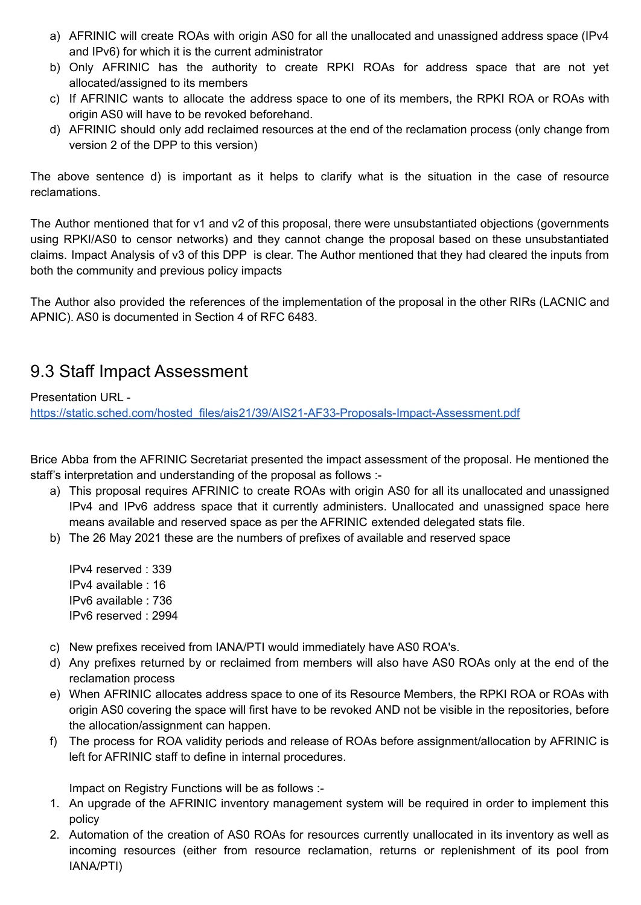a) AFRINIC will create ROAs with origin AS0 for all the unallocated and unassigned address space (IPv4 and IPv6) for which it is the current administrator
b) Only AFRINIC has the authority to create RPKI ROAs for address space that are not yet allocated/assigned to its members
c) If AFRINIC wants to allocate the address space to one of its members, the RPKI ROA or ROAs with origin AS0 will have to be revoked beforehand.
d) AFRINIC should only add reclaimed resources at the end of the reclamation process (only change from version 2 of the DPP to this version)

The above sentence d) is important as it helps to clarify what is the situation in the case of resource reclamations.

The Author mentioned that for v1 and v2 of this proposal, there were unsubstantiated objections (governments using RPKI/AS0 to censor networks) and they cannot change the proposal based on these unsubstantiated claims. Impact Analysis of v3 of this DPP is clear. The Author mentioned that they had cleared the inputs from both the community and previous policy impacts

The Author also provided the references of the implementation of the proposal in the other RIRs (LACNIC and APNIC). AS0 is documented in Section 4 of RFC 6483.

## 9.3 Staff Impact Assessment

Presentation URL -
[https://static.sched.com/hosted_files/ais21/39/AIS21-AF33-Proposals-Impact-Assessment.pdf](https://static.sched.com/hosted_files/ais21/39/AIS21-AF33-Proposals-Impact-Assessment.pdf)

Brice Abba from the AFRINIC Secretariat presented the impact assessment of the proposal. He mentioned the staff's interpretation and understanding of the proposal as follows :-

a) This proposal requires AFRINIC to create ROAs with origin AS0 for all its unallocated and unassigned IPv4 and IPv6 address space that it currently administers. Unallocated and unassigned space here means available and reserved space as per the AFRINIC extended delegated stats file.
b) The 26 May 2021 these are the numbers of prefixes of available and reserved space

   IPv4 reserved : 339
   IPv4 available : 16
   IPv6 available : 736
   IPv6 reserved : 2994

c) New prefixes received from IANA/PTI would immediately have AS0 ROA's.
d) Any prefixes returned by or reclaimed from members will also have AS0 ROAs only at the end of the reclamation process
e) When AFRINIC allocates address space to one of its Resource Members, the RPKI ROA or ROAs with origin AS0 covering the space will first have to be revoked AND not be visible in the repositories, before the allocation/assignment can happen.
f) The process for ROA validity periods and release of ROAs before assignment/allocation by AFRINIC is left for AFRINIC staff to define in internal procedures.

   Impact on Registry Functions will be as follows :-

1. An upgrade of the AFRINIC inventory management system will be required in order to implement this policy
2. Automation of the creation of AS0 ROAs for resources currently unallocated in its inventory as well as incoming resources (either from resource reclamation, returns or replenishment of its pool from IANA/PTI)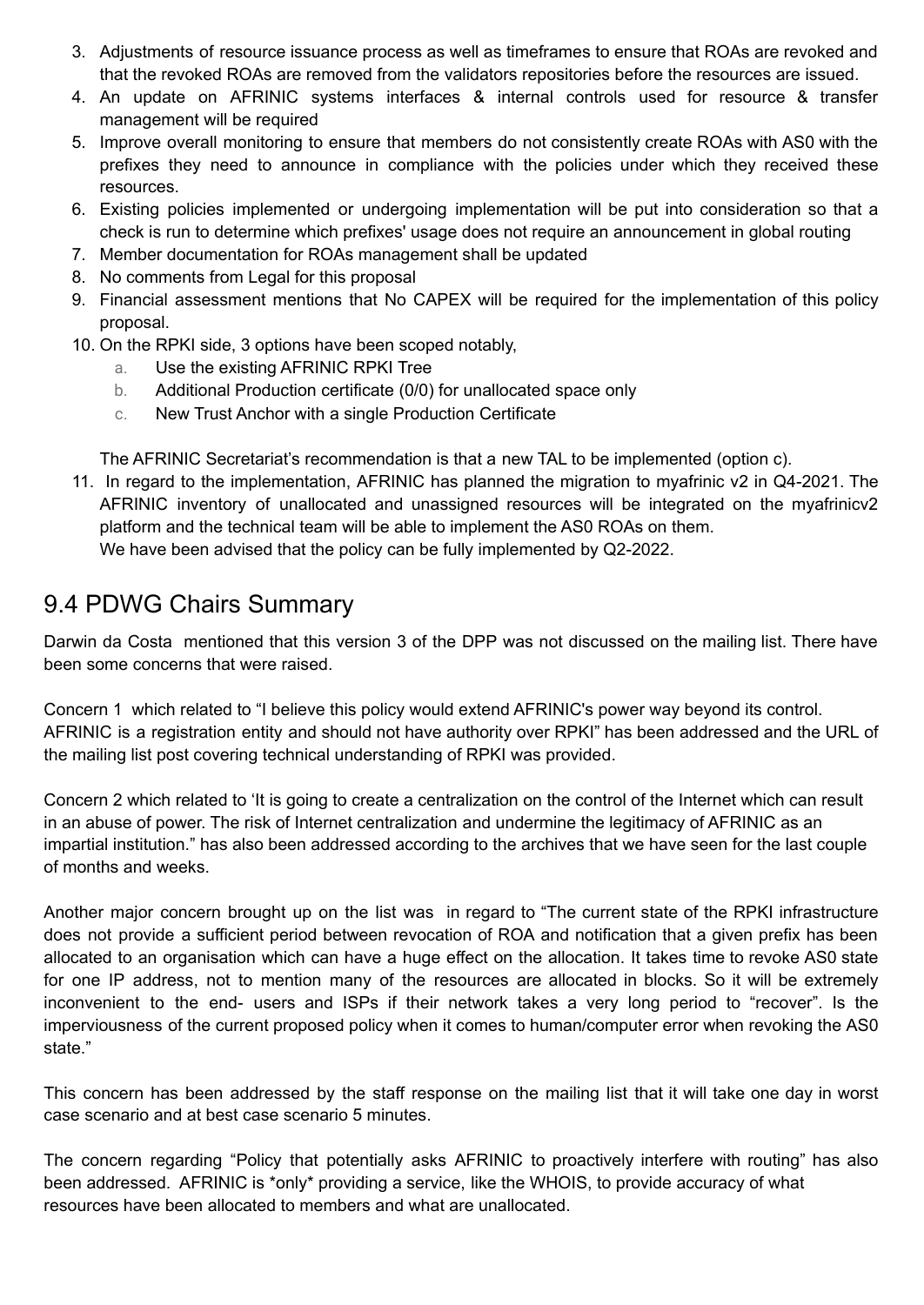3. Adjustments of resource issuance process as well as timeframes to ensure that ROAs are revoked and that the revoked ROAs are removed from the validators repositories before the resources are issued.
4. An update on AFRINIC systems interfaces & internal controls used for resource & transfer management will be required
5. Improve overall monitoring to ensure that members do not consistently create ROAs with AS0 with the prefixes they need to announce in compliance with the policies under which they received these resources.
6. Existing policies implemented or undergoing implementation will be put into consideration so that a check is run to determine which prefixes' usage does not require an announcement in global routing
7. Member documentation for ROAs management shall be updated
8. No comments from Legal for this proposal
9. Financial assessment mentions that No CAPEX will be required for the implementation of this policy proposal.
10. On the RPKI side, 3 options have been scoped notably,
    a. Use the existing AFRINIC RPKI Tree
    b. Additional Production certificate (0/0) for unallocated space only
    c. New Trust Anchor with a single Production Certificate

    The AFRINIC Secretariat's recommendation is that a new TAL to be implemented (option c).
11. In regard to the implementation, AFRINIC has planned the migration to myafrinic v2 in Q4-2021. The AFRINIC inventory of unallocated and unassigned resources will be integrated on the myafrinicv2 platform and the technical team will be able to implement the AS0 ROAs on them.
    We have been advised that the policy can be fully implemented by Q2-2022.

## 9.4 PDWG Chairs Summary

Darwin da Costa mentioned that this version 3 of the DPP was not discussed on the mailing list. There have been some concerns that were raised.

Concern 1 which related to "I believe this policy would extend AFRINIC's power way beyond its control. AFRINIC is a registration entity and should not have authority over RPKI" has been addressed and the URL of the mailing list post covering technical understanding of RPKI was provided.

Concern 2 which related to 'It is going to create a centralization on the control of the Internet which can result in an abuse of power. The risk of Internet centralization and undermine the legitimacy of AFRINIC as an impartial institution." has also been addressed according to the archives that we have seen for the last couple of months and weeks.

Another major concern brought up on the list was in regard to "The current state of the RPKI infrastructure does not provide a sufficient period between revocation of ROA and notification that a given prefix has been allocated to an organisation which can have a huge effect on the allocation. It takes time to revoke AS0 state for one IP address, not to mention many of the resources are allocated in blocks. So it will be extremely inconvenient to the end- users and ISPs if their network takes a very long period to "recover". Is the imperviousness of the current proposed policy when it comes to human/computer error when revoking the AS0 state."

This concern has been addressed by the staff response on the mailing list that it will take one day in worst case scenario and at best case scenario 5 minutes.

The concern regarding "Policy that potentially asks AFRINIC to proactively interfere with routing" has also been addressed. AFRINIC is *only* providing a service, like the WHOIS, to provide accuracy of what resources have been allocated to members and what are unallocated.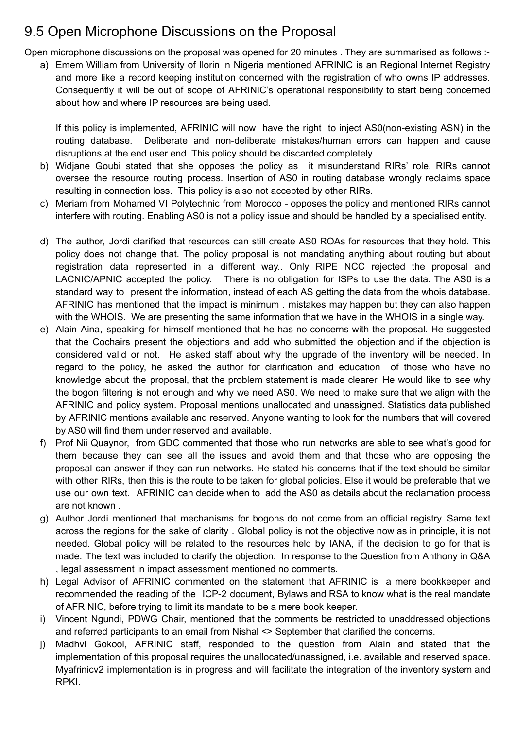## 9.5 Open Microphone Discussions on the Proposal

Open microphone discussions on the proposal was opened for 20 minutes . They are summarised as follows :-

a) Emem William from University of Ilorin in Nigeria mentioned AFRINIC is an Regional Internet Registry and more like a record keeping institution concerned with the registration of who owns IP addresses. Consequently it will be out of scope of AFRINIC's operational responsibility to start being concerned about how and where IP resources are being used.

   If this policy is implemented, AFRINIC will now have the right to inject AS0(non-existing ASN) in the routing database. Deliberate and non-deliberate mistakes/human errors can happen and cause disruptions at the end user end. This policy should be discarded completely.

b) Widjane Goubi stated that she opposes the policy as it misunderstand RIRs' role. RIRs cannot oversee the resource routing process. Insertion of AS0 in routing database wrongly reclaims space resulting in connection loss. This policy is also not accepted by other RIRs.

c) Meriam from Mohamed VI Polytechnic from Morocco - opposes the policy and mentioned RIRs cannot interfere with routing. Enabling AS0 is not a policy issue and should be handled by a specialised entity.

d) The author, Jordi clarified that resources can still create AS0 ROAs for resources that they hold. This policy does not change that. The policy proposal is not mandating anything about routing but about registration data represented in a different way.. Only RIPE NCC rejected the proposal and LACNIC/APNIC accepted the policy. There is no obligation for ISPs to use the data. The AS0 is a standard way to present the information, instead of each AS getting the data from the whois database. AFRINIC has mentioned that the impact is minimum . mistakes may happen but they can also happen with the WHOIS. We are presenting the same information that we have in the WHOIS in a single way.

e) Alain Aina, speaking for himself mentioned that he has no concerns with the proposal. He suggested that the Cochairs present the objections and add who submitted the objection and if the objection is considered valid or not. He asked staff about why the upgrade of the inventory will be needed. In regard to the policy, he asked the author for clarification and education of those who have no knowledge about the proposal, that the problem statement is made clearer. He would like to see why the bogon filtering is not enough and why we need AS0. We need to make sure that we align with the AFRINIC and policy system. Proposal mentions unallocated and unassigned. Statistics data published by AFRINIC mentions available and reserved. Anyone wanting to look for the numbers that will covered by AS0 will find them under reserved and available.

f) Prof Nii Quaynor, from GDC commented that those who run networks are able to see what's good for them because they can see all the issues and avoid them and that those who are opposing the proposal can answer if they can run networks. He stated his concerns that if the text should be similar with other RIRs, then this is the route to be taken for global policies. Else it would be preferable that we use our own text. AFRINIC can decide when to add the AS0 as details about the reclamation process are not known .

g) Author Jordi mentioned that mechanisms for bogons do not come from an official registry. Same text across the regions for the sake of clarity . Global policy is not the objective now as in principle, it is not needed. Global policy will be related to the resources held by IANA, if the decision to go for that is made. The text was included to clarify the objection. In response to the Question from Anthony in Q&A , legal assessment in impact assessment mentioned no comments.

h) Legal Advisor of AFRINIC commented on the statement that AFRINIC is a mere bookkeeper and recommended the reading of the ICP-2 document, Bylaws and RSA to know what is the real mandate of AFRINIC, before trying to limit its mandate to be a mere book keeper.

i) Vincent Ngundi, PDWG Chair, mentioned that the comments be restricted to unaddressed objections and referred participants to an email from Nishal <> September that clarified the concerns.

j) Madhvi Gokool, AFRINIC staff, responded to the question from Alain and stated that the implementation of this proposal requires the unallocated/unassigned, i.e. available and reserved space. Myafrinicv2 implementation is in progress and will facilitate the integration of the inventory system and RPKI.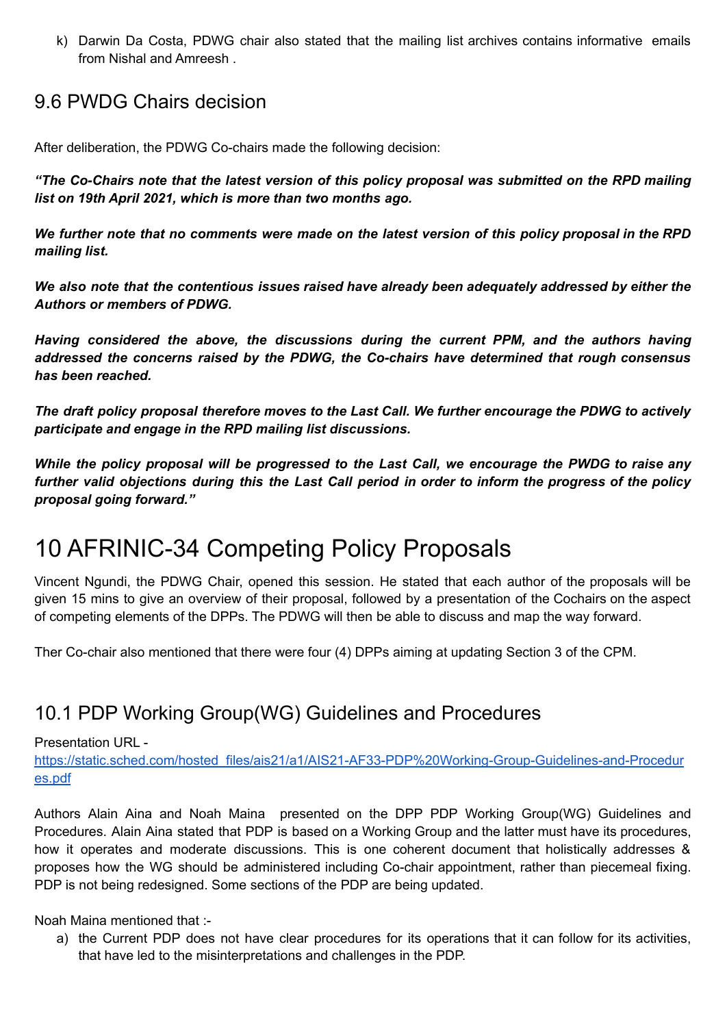k) Darwin Da Costa, PDWG chair also stated that the mailing list archives contains informative emails from Nishal and Amreesh .

## 9.6 PWDG Chairs decision

After deliberation, the PDWG Co-chairs made the following decision:

***"The Co-Chairs note that the latest version of this policy proposal was submitted on the RPD mailing list on 19th April 2021, which is more than two months ago.***

***We further note that no comments were made on the latest version of this policy proposal in the RPD mailing list.***

***We also note that the contentious issues raised have already been adequately addressed by either the Authors or members of PDWG.***

***Having considered the above, the discussions during the current PPM, and the authors having addressed the concerns raised by the PDWG, the Co-chairs have determined that rough consensus has been reached.***

***The draft policy proposal therefore moves to the Last Call. We further encourage the PDWG to actively participate and engage in the RPD mailing list discussions.***

***While the policy proposal will be progressed to the Last Call, we encourage the PWDG to raise any further valid objections during this the Last Call period in order to inform the progress of the policy proposal going forward."***

# 10 AFRINIC-34 Competing Policy Proposals

Vincent Ngundi, the PDWG Chair, opened this session. He stated that each author of the proposals will be given 15 mins to give an overview of their proposal, followed by a presentation of the Cochairs on the aspect of competing elements of the DPPs. The PDWG will then be able to discuss and map the way forward.

Ther Co-chair also mentioned that there were four (4) DPPs aiming at updating Section 3 of the CPM.

## 10.1 PDP Working Group(WG) Guidelines and Procedures

Presentation URL - [https://static.sched.com/hosted_files/ais21/a1/AIS21-AF33-PDP%20Working-Group-Guidelines-and-Procedures.pdf](https://static.sched.com/hosted_files/ais21/a1/AIS21-AF33-PDP%20Working-Group-Guidelines-and-Procedures.pdf)

Authors Alain Aina and Noah Maina presented on the DPP PDP Working Group(WG) Guidelines and Procedures. Alain Aina stated that PDP is based on a Working Group and the latter must have its procedures, how it operates and moderate discussions. This is one coherent document that holistically addresses & proposes how the WG should be administered including Co-chair appointment, rather than piecemeal fixing. PDP is not being redesigned. Some sections of the PDP are being updated.

Noah Maina mentioned that :-

a) the Current PDP does not have clear procedures for its operations that it can follow for its activities, that have led to the misinterpretations and challenges in the PDP.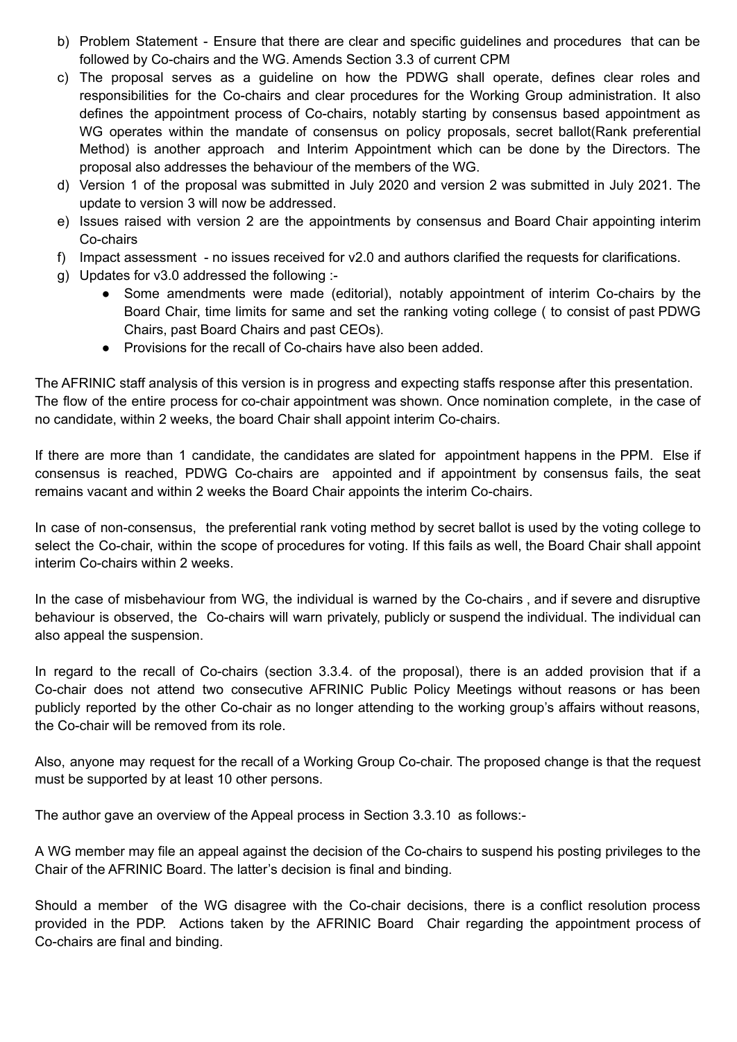b) Problem Statement - Ensure that there are clear and specific guidelines and procedures that can be followed by Co-chairs and the WG. Amends Section 3.3 of current CPM

c) The proposal serves as a guideline on how the PDWG shall operate, defines clear roles and responsibilities for the Co-chairs and clear procedures for the Working Group administration. It also defines the appointment process of Co-chairs, notably starting by consensus based appointment as WG operates within the mandate of consensus on policy proposals, secret ballot(Rank preferential Method) is another approach and Interim Appointment which can be done by the Directors. The proposal also addresses the behaviour of the members of the WG.

d) Version 1 of the proposal was submitted in July 2020 and version 2 was submitted in July 2021. The update to version 3 will now be addressed.

e) Issues raised with version 2 are the appointments by consensus and Board Chair appointing interim Co-chairs

f) Impact assessment - no issues received for v2.0 and authors clarified the requests for clarifications.

g) Updates for v3.0 addressed the following :-
   - Some amendments were made (editorial), notably appointment of interim Co-chairs by the Board Chair, time limits for same and set the ranking voting college ( to consist of past PDWG Chairs, past Board Chairs and past CEOs).
   - Provisions for the recall of Co-chairs have also been added.

The AFRINIC staff analysis of this version is in progress and expecting staffs response after this presentation. The flow of the entire process for co-chair appointment was shown. Once nomination complete, in the case of no candidate, within 2 weeks, the board Chair shall appoint interim Co-chairs.

If there are more than 1 candidate, the candidates are slated for appointment happens in the PPM. Else if consensus is reached, PDWG Co-chairs are appointed and if appointment by consensus fails, the seat remains vacant and within 2 weeks the Board Chair appoints the interim Co-chairs.

In case of non-consensus, the preferential rank voting method by secret ballot is used by the voting college to select the Co-chair, within the scope of procedures for voting. If this fails as well, the Board Chair shall appoint interim Co-chairs within 2 weeks.

In the case of misbehaviour from WG, the individual is warned by the Co-chairs , and if severe and disruptive behaviour is observed, the Co-chairs will warn privately, publicly or suspend the individual. The individual can also appeal the suspension.

In regard to the recall of Co-chairs (section 3.3.4. of the proposal), there is an added provision that if a Co-chair does not attend two consecutive AFRINIC Public Policy Meetings without reasons or has been publicly reported by the other Co-chair as no longer attending to the working group's affairs without reasons, the Co-chair will be removed from its role.

Also, anyone may request for the recall of a Working Group Co-chair. The proposed change is that the request must be supported by at least 10 other persons.

The author gave an overview of the Appeal process in Section 3.3.10 as follows:-

A WG member may file an appeal against the decision of the Co-chairs to suspend his posting privileges to the Chair of the AFRINIC Board. The latter's decision is final and binding.

Should a member of the WG disagree with the Co-chair decisions, there is a conflict resolution process provided in the PDP. Actions taken by the AFRINIC Board Chair regarding the appointment process of Co-chairs are final and binding.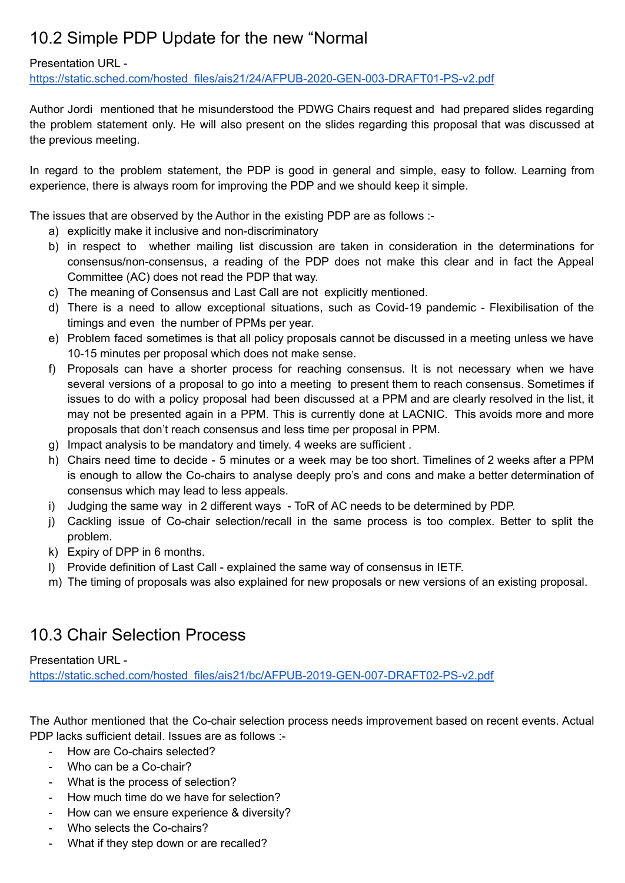## 10.2 Simple PDP Update for the new "Normal

Presentation URL - https://static.sched.com/hosted_files/ais21/24/AFPUB-2020-GEN-003-DRAFT01-PS-v2.pdf

Author Jordi mentioned that he misunderstood the PDWG Chairs request and had prepared slides regarding the problem statement only. He will also present on the slides regarding this proposal that was discussed at the previous meeting.

In regard to the problem statement, the PDP is good in general and simple, easy to follow. Learning from experience, there is always room for improving the PDP and we should keep it simple.

The issues that are observed by the Author in the existing PDP are as follows :-

a) explicitly make it inclusive and non-discriminatory
b) in respect to whether mailing list discussion are taken in consideration in the determinations for consensus/non-consensus, a reading of the PDP does not make this clear and in fact the Appeal Committee (AC) does not read the PDP that way.
c) The meaning of Consensus and Last Call are not explicitly mentioned.
d) There is a need to allow exceptional situations, such as Covid-19 pandemic - Flexibilisation of the timings and even the number of PPMs per year.
e) Problem faced sometimes is that all policy proposals cannot be discussed in a meeting unless we have 10-15 minutes per proposal which does not make sense.
f) Proposals can have a shorter process for reaching consensus. It is not necessary when we have several versions of a proposal to go into a meeting to present them to reach consensus. Sometimes if issues to do with a policy proposal had been discussed at a PPM and are clearly resolved in the list, it may not be presented again in a PPM. This is currently done at LACNIC. This avoids more and more proposals that don't reach consensus and less time per proposal in PPM.
g) Impact analysis to be mandatory and timely. 4 weeks are sufficient .
h) Chairs need time to decide - 5 minutes or a week may be too short. Timelines of 2 weeks after a PPM is enough to allow the Co-chairs to analyse deeply pro's and cons and make a better determination of consensus which may lead to less appeals.
i) Judging the same way in 2 different ways - ToR of AC needs to be determined by PDP.
j) Cackling issue of Co-chair selection/recall in the same process is too complex. Better to split the problem.
k) Expiry of DPP in 6 months.
l) Provide definition of Last Call - explained the same way of consensus in IETF.
m) The timing of proposals was also explained for new proposals or new versions of an existing proposal.

## 10.3 Chair Selection Process

Presentation URL - https://static.sched.com/hosted_files/ais21/bc/AFPUB-2019-GEN-007-DRAFT02-PS-v2.pdf

The Author mentioned that the Co-chair selection process needs improvement based on recent events. Actual PDP lacks sufficient detail. Issues are as follows :-

- How are Co-chairs selected?
- Who can be a Co-chair?
- What is the process of selection?
- How much time do we have for selection?
- How can we ensure experience & diversity?
- Who selects the Co-chairs?
- What if they step down or are recalled?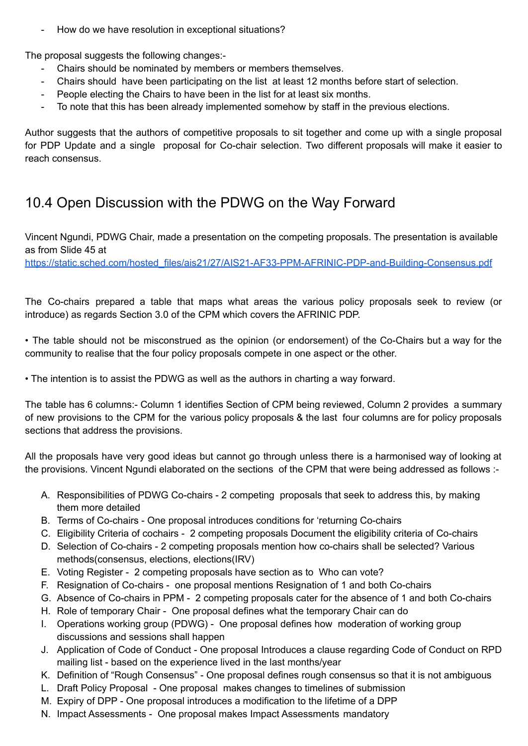- How do we have resolution in exceptional situations?

The proposal suggests the following changes:-

- Chairs should be nominated by members or members themselves.
- Chairs should have been participating on the list at least 12 months before start of selection.
- People electing the Chairs to have been in the list for at least six months.
- To note that this has been already implemented somehow by staff in the previous elections.

Author suggests that the authors of competitive proposals to sit together and come up with a single proposal for PDP Update and a single proposal for Co-chair selection. Two different proposals will make it easier to reach consensus.

## 10.4 Open Discussion with the PDWG on the Way Forward

Vincent Ngundi, PDWG Chair, made a presentation on the competing proposals. The presentation is available as from Slide 45 at
https://static.sched.com/hosted_files/ais21/27/AIS21-AF33-PPM-AFRINIC-PDP-and-Building-Consensus.pdf

The Co-chairs prepared a table that maps what areas the various policy proposals seek to review (or introduce) as regards Section 3.0 of the CPM which covers the AFRINIC PDP.

• The table should not be misconstrued as the opinion (or endorsement) of the Co-Chairs but a way for the community to realise that the four policy proposals compete in one aspect or the other.

• The intention is to assist the PDWG as well as the authors in charting a way forward.

The table has 6 columns:- Column 1 identifies Section of CPM being reviewed, Column 2 provides a summary of new provisions to the CPM for the various policy proposals & the last four columns are for policy proposals sections that address the provisions.

All the proposals have very good ideas but cannot go through unless there is a harmonised way of looking at the provisions. Vincent Ngundi elaborated on the sections of the CPM that were being addressed as follows :-

A. Responsibilities of PDWG Co-chairs - 2 competing proposals that seek to address this, by making them more detailed
B. Terms of Co-chairs - One proposal introduces conditions for 'returning Co-chairs
C. Eligibility Criteria of cochairs - 2 competing proposals Document the eligibility criteria of Co-chairs
D. Selection of Co-chairs - 2 competing proposals mention how co-chairs shall be selected? Various methods(consensus, elections, elections(IRV)
E. Voting Register - 2 competing proposals have section as to Who can vote?
F. Resignation of Co-chairs - one proposal mentions Resignation of 1 and both Co-chairs
G. Absence of Co-chairs in PPM - 2 competing proposals cater for the absence of 1 and both Co-chairs
H. Role of temporary Chair - One proposal defines what the temporary Chair can do
I. Operations working group (PDWG) - One proposal defines how moderation of working group discussions and sessions shall happen
J. Application of Code of Conduct - One proposal Introduces a clause regarding Code of Conduct on RPD mailing list - based on the experience lived in the last months/year
K. Definition of "Rough Consensus" - One proposal defines rough consensus so that it is not ambiguous
L. Draft Policy Proposal - One proposal makes changes to timelines of submission
M. Expiry of DPP - One proposal introduces a modification to the lifetime of a DPP
N. Impact Assessments - One proposal makes Impact Assessments mandatory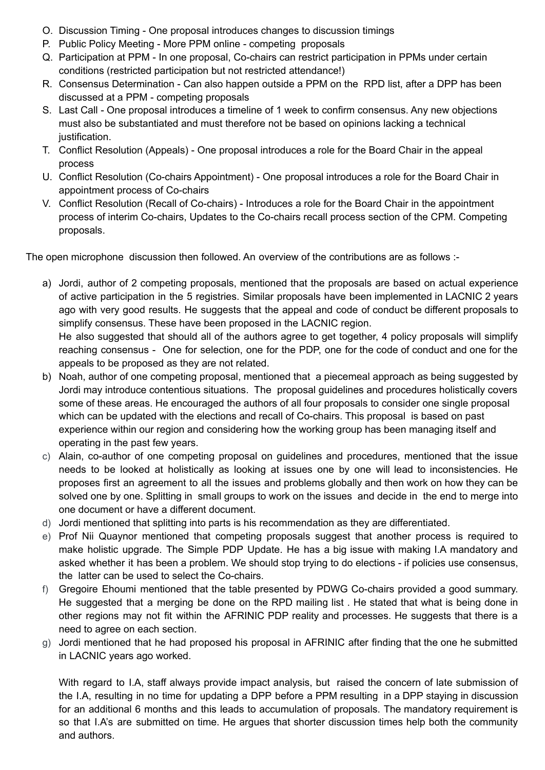O. Discussion Timing - One proposal introduces changes to discussion timings
P. Public Policy Meeting - More PPM online - competing proposals
Q. Participation at PPM - In one proposal, Co-chairs can restrict participation in PPMs under certain conditions (restricted participation but not restricted attendance!)
R. Consensus Determination - Can also happen outside a PPM on the RPD list, after a DPP has been discussed at a PPM - competing proposals
S. Last Call - One proposal introduces a timeline of 1 week to confirm consensus. Any new objections must also be substantiated and must therefore not be based on opinions lacking a technical justification.
T. Conflict Resolution (Appeals) - One proposal introduces a role for the Board Chair in the appeal process
U. Conflict Resolution (Co-chairs Appointment) - One proposal introduces a role for the Board Chair in appointment process of Co-chairs
V. Conflict Resolution (Recall of Co-chairs) - Introduces a role for the Board Chair in the appointment process of interim Co-chairs, Updates to the Co-chairs recall process section of the CPM. Competing proposals.

The open microphone discussion then followed. An overview of the contributions are as follows :-

a) Jordi, author of 2 competing proposals, mentioned that the proposals are based on actual experience of active participation in the 5 registries. Similar proposals have been implemented in LACNIC 2 years ago with very good results. He suggests that the appeal and code of conduct be different proposals to simplify consensus. These have been proposed in the LACNIC region.
   He also suggested that should all of the authors agree to get together, 4 policy proposals will simplify reaching consensus - One for selection, one for the PDP, one for the code of conduct and one for the appeals to be proposed as they are not related.
b) Noah, author of one competing proposal, mentioned that a piecemeal approach as being suggested by Jordi may introduce contentious situations. The proposal guidelines and procedures holistically covers some of these areas. He encouraged the authors of all four proposals to consider one single proposal which can be updated with the elections and recall of Co-chairs. This proposal is based on past experience within our region and considering how the working group has been managing itself and operating in the past few years.
c) Alain, co-author of one competing proposal on guidelines and procedures, mentioned that the issue needs to be looked at holistically as looking at issues one by one will lead to inconsistencies. He proposes first an agreement to all the issues and problems globally and then work on how they can be solved one by one. Splitting in small groups to work on the issues and decide in the end to merge into one document or have a different document.
d) Jordi mentioned that splitting into parts is his recommendation as they are differentiated.
e) Prof Nii Quaynor mentioned that competing proposals suggest that another process is required to make holistic upgrade. The Simple PDP Update. He has a big issue with making I.A mandatory and asked whether it has been a problem. We should stop trying to do elections - if policies use consensus, the latter can be used to select the Co-chairs.
f) Gregoire Ehoumi mentioned that the table presented by PDWG Co-chairs provided a good summary. He suggested that a merging be done on the RPD mailing list . He stated that what is being done in other regions may not fit within the AFRINIC PDP reality and processes. He suggests that there is a need to agree on each section.
g) Jordi mentioned that he had proposed his proposal in AFRINIC after finding that the one he submitted in LACNIC years ago worked.

   With regard to I.A, staff always provide impact analysis, but raised the concern of late submission of the I.A, resulting in no time for updating a DPP before a PPM resulting in a DPP staying in discussion for an additional 6 months and this leads to accumulation of proposals. The mandatory requirement is so that I.A's are submitted on time. He argues that shorter discussion times help both the community and authors.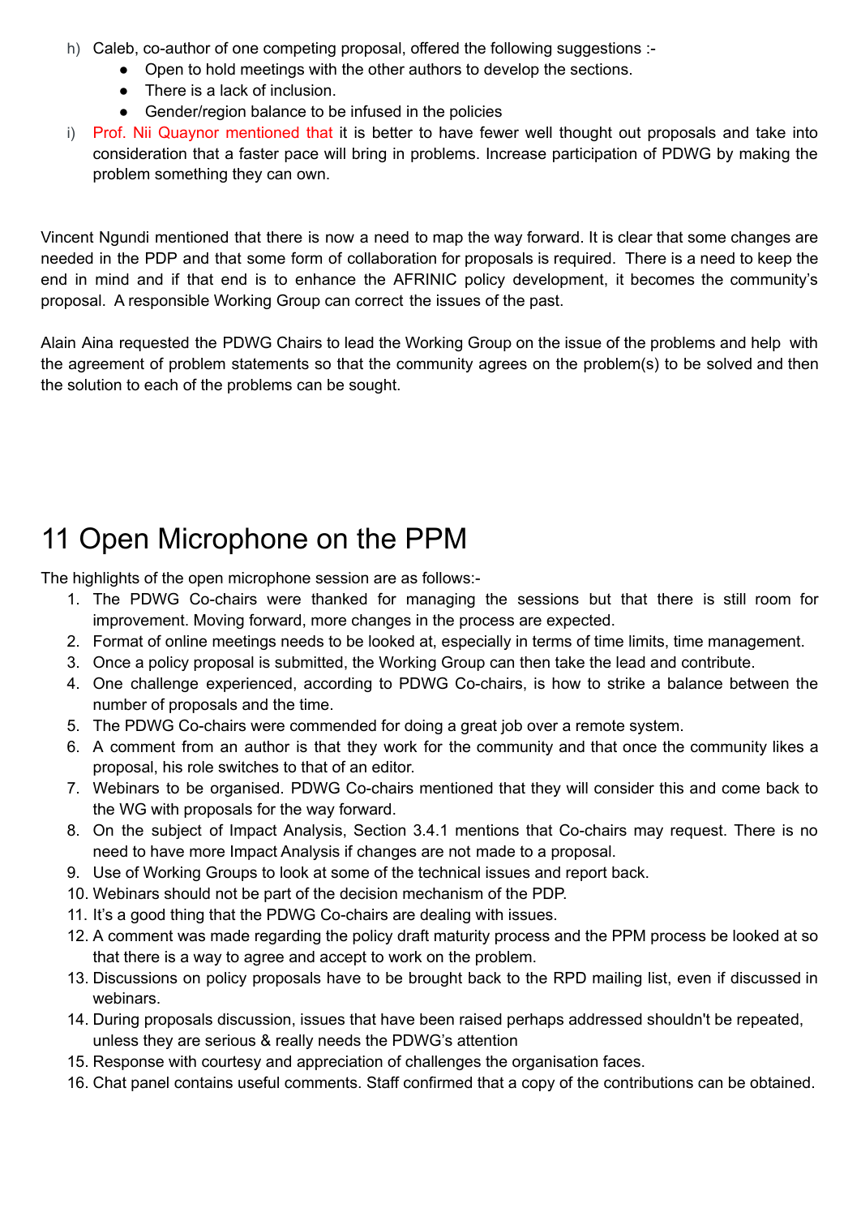h) Caleb, co-author of one competing proposal, offered the following suggestions :-
   - Open to hold meetings with the other authors to develop the sections.
   - There is a lack of inclusion.
   - Gender/region balance to be infused in the policies

i) Prof. Nii Quaynor mentioned that it is better to have fewer well thought out proposals and take into consideration that a faster pace will bring in problems. Increase participation of PDWG by making the problem something they can own.

Vincent Ngundi mentioned that there is now a need to map the way forward. It is clear that some changes are needed in the PDP and that some form of collaboration for proposals is required. There is a need to keep the end in mind and if that end is to enhance the AFRINIC policy development, it becomes the community's proposal. A responsible Working Group can correct the issues of the past.

Alain Aina requested the PDWG Chairs to lead the Working Group on the issue of the problems and help with the agreement of problem statements so that the community agrees on the problem(s) to be solved and then the solution to each of the problems can be sought.

# 11 Open Microphone on the PPM

The highlights of the open microphone session are as follows:-

1. The PDWG Co-chairs were thanked for managing the sessions but that there is still room for improvement. Moving forward, more changes in the process are expected.
2. Format of online meetings needs to be looked at, especially in terms of time limits, time management.
3. Once a policy proposal is submitted, the Working Group can then take the lead and contribute.
4. One challenge experienced, according to PDWG Co-chairs, is how to strike a balance between the number of proposals and the time.
5. The PDWG Co-chairs were commended for doing a great job over a remote system.
6. A comment from an author is that they work for the community and that once the community likes a proposal, his role switches to that of an editor.
7. Webinars to be organised. PDWG Co-chairs mentioned that they will consider this and come back to the WG with proposals for the way forward.
8. On the subject of Impact Analysis, Section 3.4.1 mentions that Co-chairs may request. There is no need to have more Impact Analysis if changes are not made to a proposal.
9. Use of Working Groups to look at some of the technical issues and report back.
10. Webinars should not be part of the decision mechanism of the PDP.
11. It's a good thing that the PDWG Co-chairs are dealing with issues.
12. A comment was made regarding the policy draft maturity process and the PPM process be looked at so that there is a way to agree and accept to work on the problem.
13. Discussions on policy proposals have to be brought back to the RPD mailing list, even if discussed in webinars.
14. During proposals discussion, issues that have been raised perhaps addressed shouldn't be repeated, unless they are serious & really needs the PDWG's attention
15. Response with courtesy and appreciation of challenges the organisation faces.
16. Chat panel contains useful comments. Staff confirmed that a copy of the contributions can be obtained.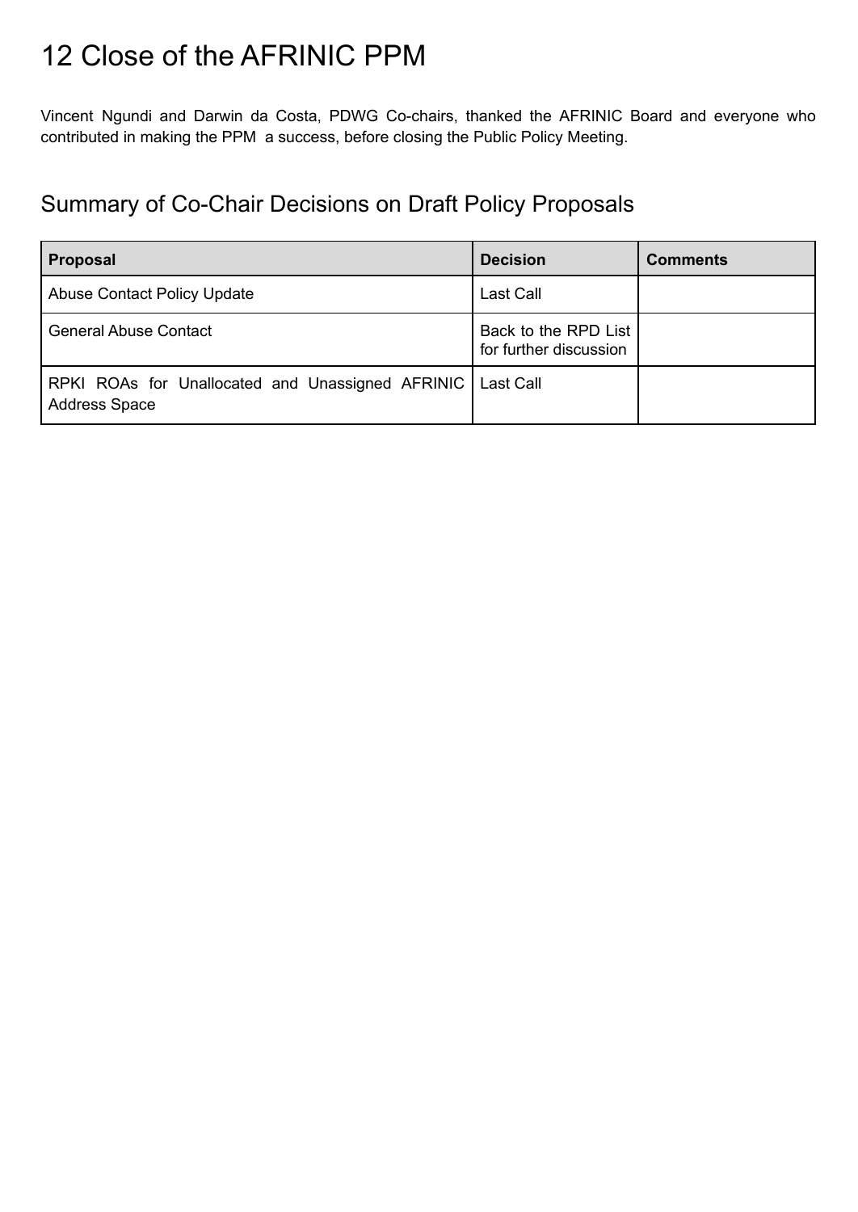# 12 Close of the AFRINIC PPM

Vincent Ngundi and Darwin da Costa, PDWG Co-chairs, thanked the AFRINIC Board and everyone who contributed in making the PPM a success, before closing the Public Policy Meeting.

## Summary of Co-Chair Decisions on Draft Policy Proposals

| Proposal | Decision | Comments |
|---|---|---|
| Abuse Contact Policy Update | Last Call | |
| General Abuse Contact | Back to the RPD List for further discussion | |
| RPKI ROAs for Unallocated and Unassigned AFRINIC Address Space | Last Call | |